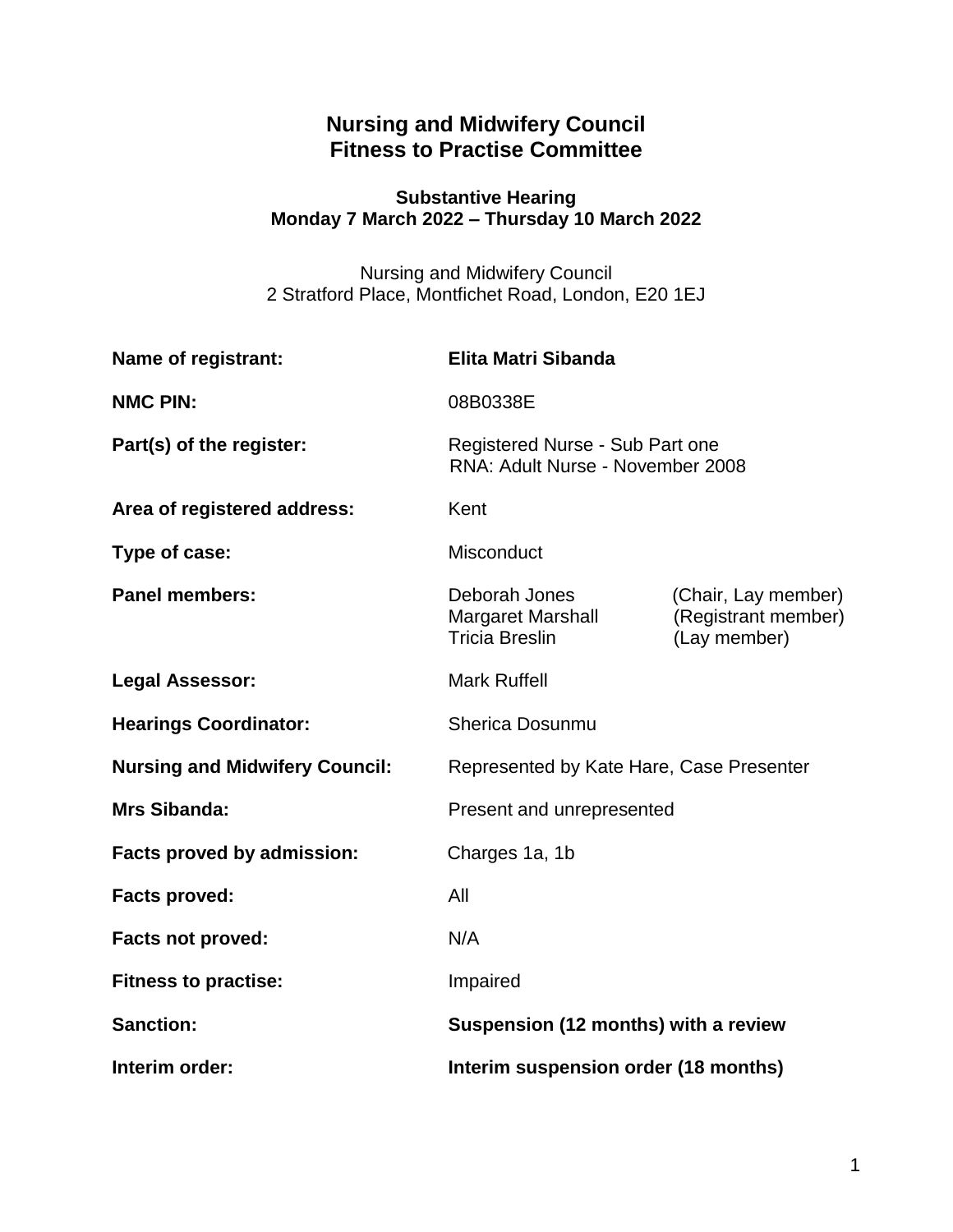# Nursing and Midwifery Council
# Fitness to Practise Committee

### Substantive Hearing
### Monday 7 March 2022 – Thursday 10 March 2022

Nursing and Midwifery Council
2 Stratford Place, Montfichet Road, London, E20 1EJ

| | |
|---|---|
| **Name of registrant:** | **Elita Matri Sibanda** |
| **NMC PIN:** | 08B0338E |
| **Part(s) of the register:** | Registered Nurse - Sub Part one<br>RNA: Adult Nurse - November 2008 |
| **Area of registered address:** | Kent |
| **Type of case:** | Misconduct |
| **Panel members:** | Deborah Jones (Chair, Lay member)<br>Margaret Marshall (Registrant member)<br>Tricia Breslin (Lay member) |
| **Legal Assessor:** | Mark Ruffell |
| **Hearings Coordinator:** | Sherica Dosunmu |
| **Nursing and Midwifery Council:** | Represented by Kate Hare, Case Presenter |
| **Mrs Sibanda:** | Present and unrepresented |
| **Facts proved by admission:** | Charges 1a, 1b |
| **Facts proved:** | All |
| **Facts not proved:** | N/A |
| **Fitness to practise:** | Impaired |
| **Sanction:** | **Suspension (12 months) with a review** |
| **Interim order:** | **Interim suspension order (18 months)** |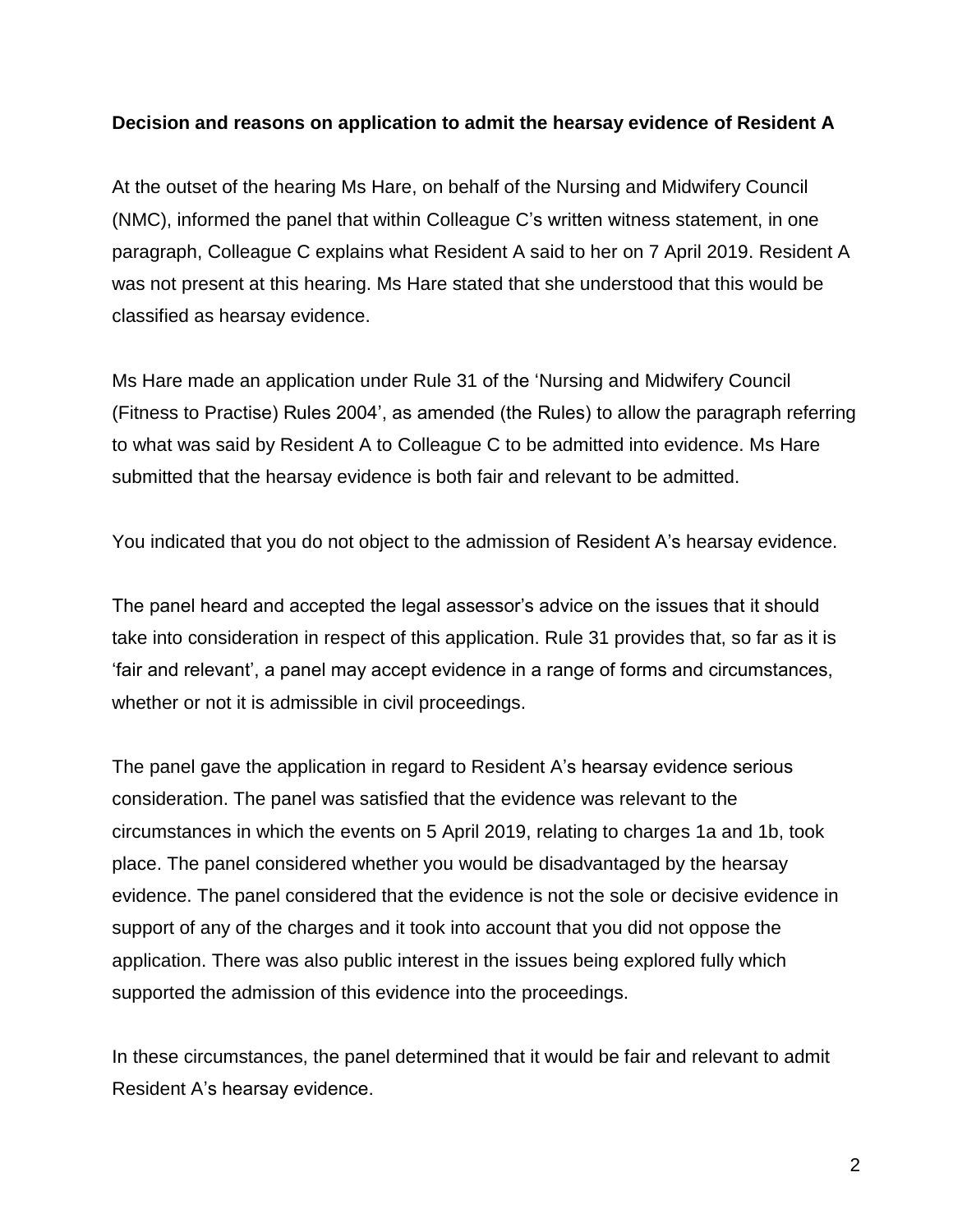**Decision and reasons on application to admit the hearsay evidence of Resident A**

At the outset of the hearing Ms Hare, on behalf of the Nursing and Midwifery Council (NMC), informed the panel that within Colleague C's written witness statement, in one paragraph, Colleague C explains what Resident A said to her on 7 April 2019. Resident A was not present at this hearing. Ms Hare stated that she understood that this would be classified as hearsay evidence.

Ms Hare made an application under Rule 31 of the 'Nursing and Midwifery Council (Fitness to Practise) Rules 2004', as amended (the Rules) to allow the paragraph referring to what was said by Resident A to Colleague C to be admitted into evidence. Ms Hare submitted that the hearsay evidence is both fair and relevant to be admitted.

You indicated that you do not object to the admission of Resident A's hearsay evidence.

The panel heard and accepted the legal assessor's advice on the issues that it should take into consideration in respect of this application. Rule 31 provides that, so far as it is 'fair and relevant', a panel may accept evidence in a range of forms and circumstances, whether or not it is admissible in civil proceedings.

The panel gave the application in regard to Resident A's hearsay evidence serious consideration. The panel was satisfied that the evidence was relevant to the circumstances in which the events on 5 April 2019, relating to charges 1a and 1b, took place. The panel considered whether you would be disadvantaged by the hearsay evidence. The panel considered that the evidence is not the sole or decisive evidence in support of any of the charges and it took into account that you did not oppose the application. There was also public interest in the issues being explored fully which supported the admission of this evidence into the proceedings.

In these circumstances, the panel determined that it would be fair and relevant to admit Resident A's hearsay evidence.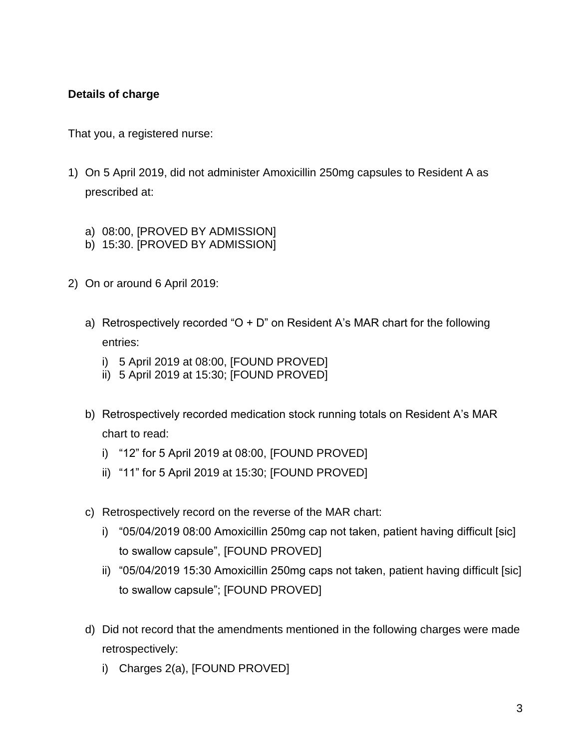**Details of charge**

That you, a registered nurse:

1) On 5 April 2019, did not administer Amoxicillin 250mg capsules to Resident A as prescribed at:

   a) 08:00, [PROVED BY ADMISSION]
   b) 15:30. [PROVED BY ADMISSION]

2) On or around 6 April 2019:

   a) Retrospectively recorded “O + D” on Resident A’s MAR chart for the following entries:
      i) 5 April 2019 at 08:00, [FOUND PROVED]
      ii) 5 April 2019 at 15:30; [FOUND PROVED]

   b) Retrospectively recorded medication stock running totals on Resident A’s MAR chart to read:
      i) “12” for 5 April 2019 at 08:00, [FOUND PROVED]
      ii) “11” for 5 April 2019 at 15:30; [FOUND PROVED]

   c) Retrospectively record on the reverse of the MAR chart:
      i) “05/04/2019 08:00 Amoxicillin 250mg cap not taken, patient having difficult [sic] to swallow capsule”, [FOUND PROVED]
      ii) “05/04/2019 15:30 Amoxicillin 250mg caps not taken, patient having difficult [sic] to swallow capsule”; [FOUND PROVED]

   d) Did not record that the amendments mentioned in the following charges were made retrospectively:
      i) Charges 2(a), [FOUND PROVED]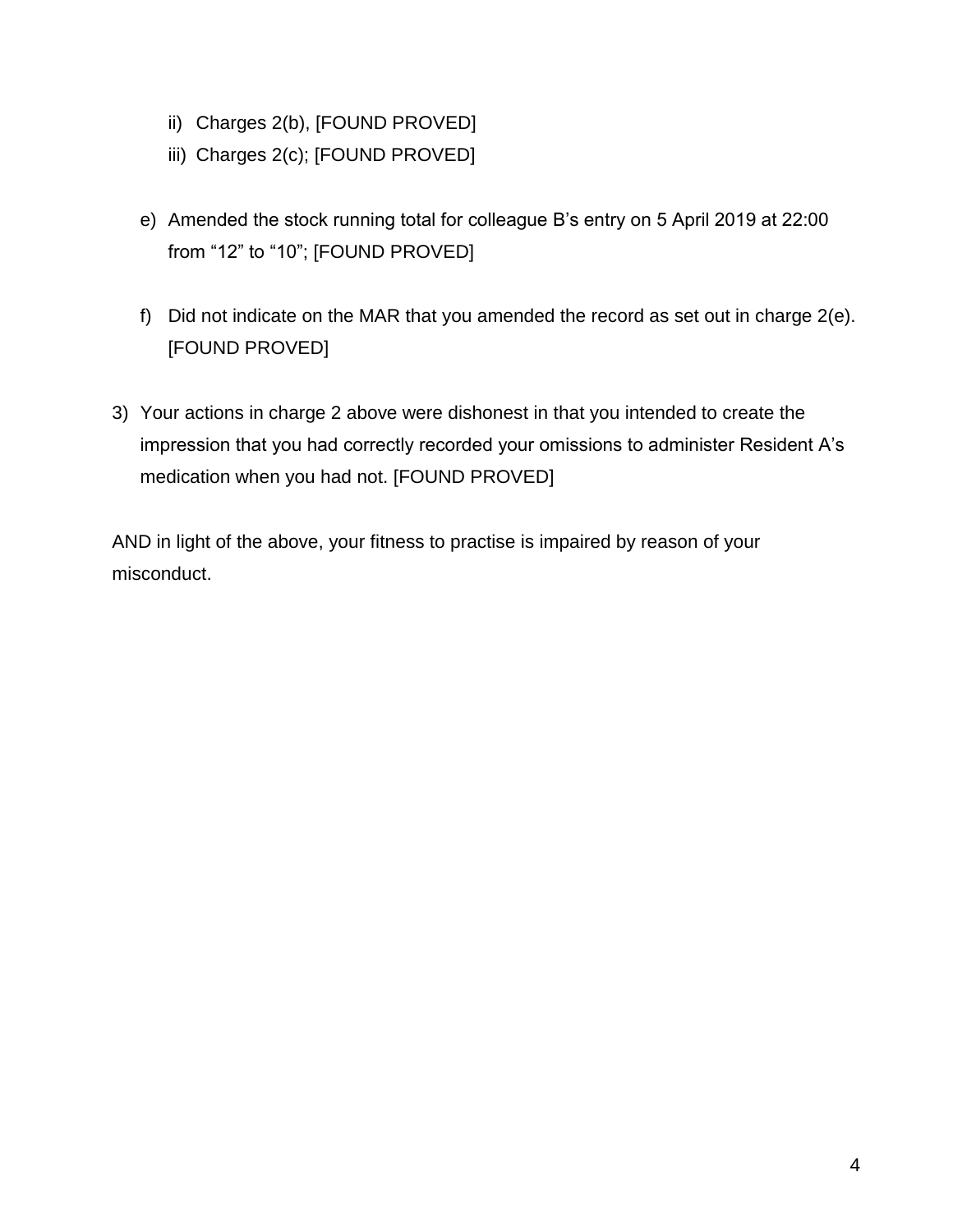ii) Charges 2(b), [FOUND PROVED]
   iii) Charges 2(c); [FOUND PROVED]

e) Amended the stock running total for colleague B's entry on 5 April 2019 at 22:00 from "12" to "10"; [FOUND PROVED]

f) Did not indicate on the MAR that you amended the record as set out in charge 2(e). [FOUND PROVED]

3) Your actions in charge 2 above were dishonest in that you intended to create the impression that you had correctly recorded your omissions to administer Resident A's medication when you had not. [FOUND PROVED]

AND in light of the above, your fitness to practise is impaired by reason of your misconduct.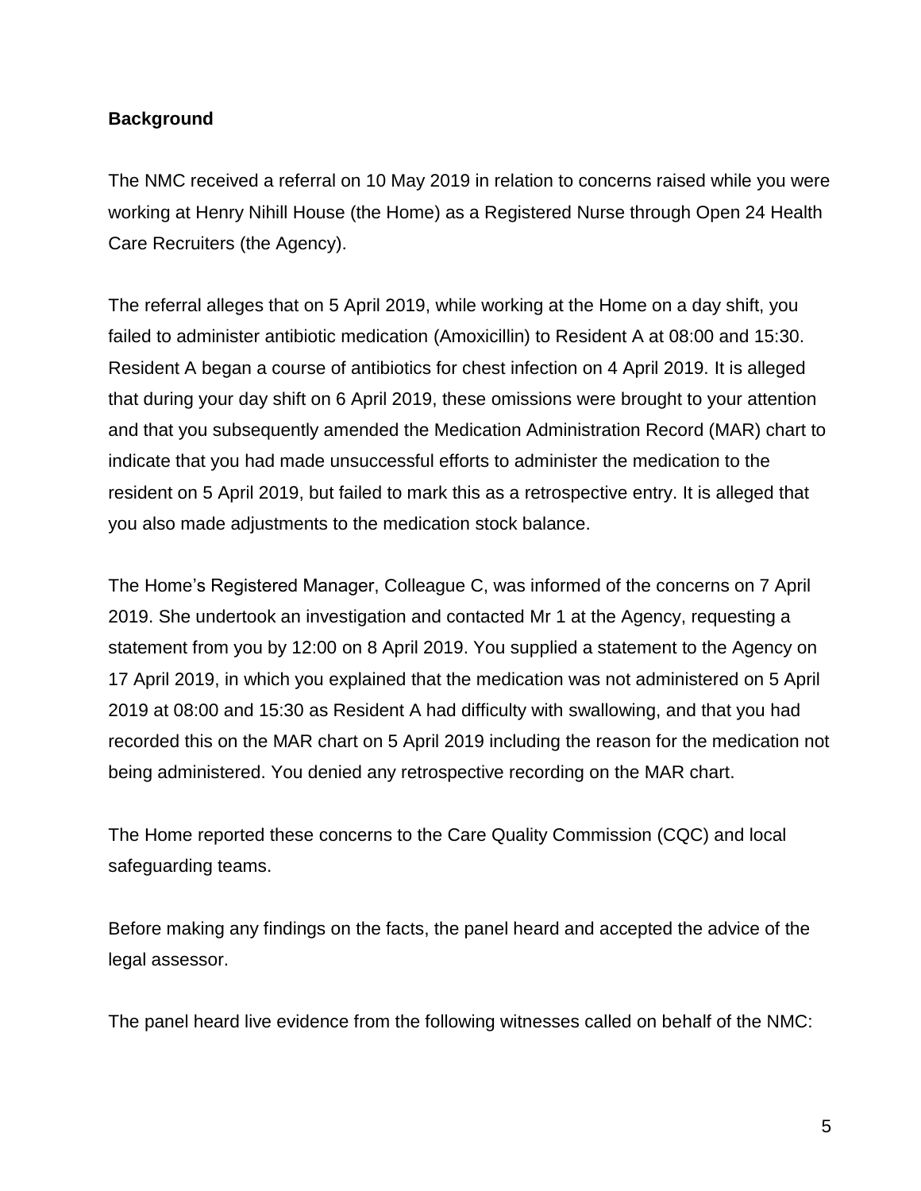**Background**

The NMC received a referral on 10 May 2019 in relation to concerns raised while you were working at Henry Nihill House (the Home) as a Registered Nurse through Open 24 Health Care Recruiters (the Agency).

The referral alleges that on 5 April 2019, while working at the Home on a day shift, you failed to administer antibiotic medication (Amoxicillin) to Resident A at 08:00 and 15:30. Resident A began a course of antibiotics for chest infection on 4 April 2019. It is alleged that during your day shift on 6 April 2019, these omissions were brought to your attention and that you subsequently amended the Medication Administration Record (MAR) chart to indicate that you had made unsuccessful efforts to administer the medication to the resident on 5 April 2019, but failed to mark this as a retrospective entry. It is alleged that you also made adjustments to the medication stock balance.

The Home's Registered Manager, Colleague C, was informed of the concerns on 7 April 2019. She undertook an investigation and contacted Mr 1 at the Agency, requesting a statement from you by 12:00 on 8 April 2019. You supplied a statement to the Agency on 17 April 2019, in which you explained that the medication was not administered on 5 April 2019 at 08:00 and 15:30 as Resident A had difficulty with swallowing, and that you had recorded this on the MAR chart on 5 April 2019 including the reason for the medication not being administered. You denied any retrospective recording on the MAR chart.

The Home reported these concerns to the Care Quality Commission (CQC) and local safeguarding teams.

Before making any findings on the facts, the panel heard and accepted the advice of the legal assessor.

The panel heard live evidence from the following witnesses called on behalf of the NMC: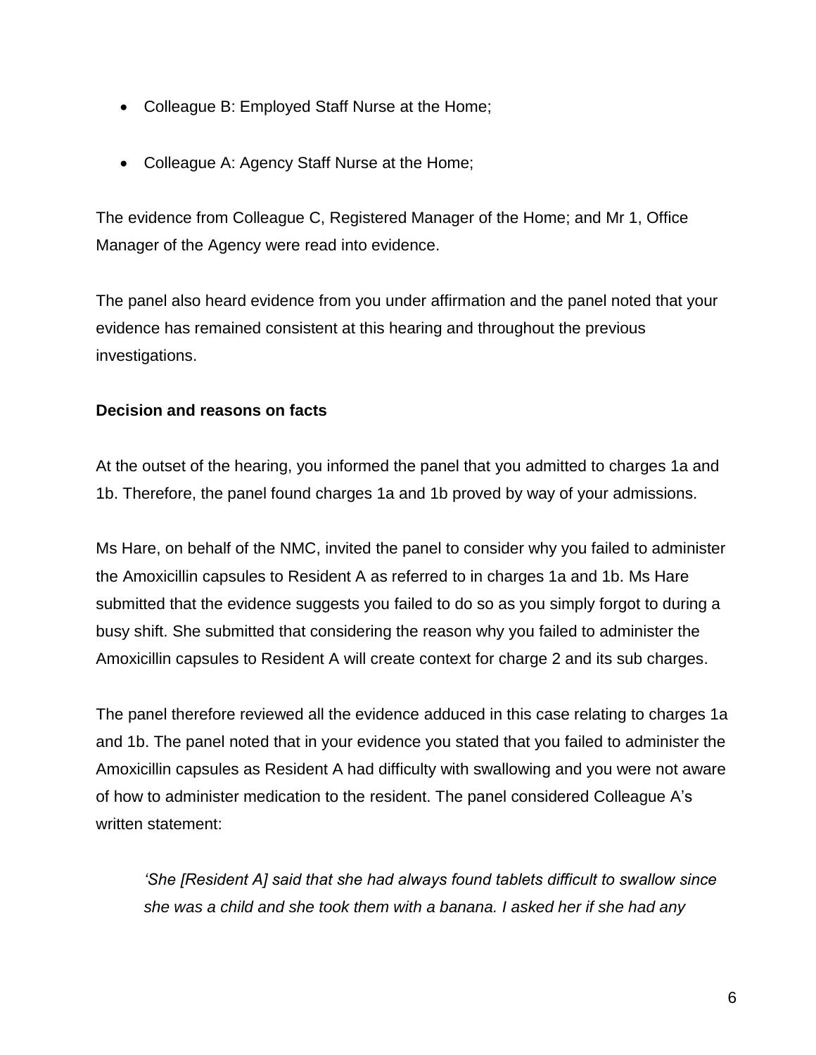- Colleague B: Employed Staff Nurse at the Home;
- Colleague A: Agency Staff Nurse at the Home;

The evidence from Colleague C, Registered Manager of the Home; and Mr 1, Office Manager of the Agency were read into evidence.

The panel also heard evidence from you under affirmation and the panel noted that your evidence has remained consistent at this hearing and throughout the previous investigations.

**Decision and reasons on facts**

At the outset of the hearing, you informed the panel that you admitted to charges 1a and 1b. Therefore, the panel found charges 1a and 1b proved by way of your admissions.

Ms Hare, on behalf of the NMC, invited the panel to consider why you failed to administer the Amoxicillin capsules to Resident A as referred to in charges 1a and 1b. Ms Hare submitted that the evidence suggests you failed to do so as you simply forgot to during a busy shift. She submitted that considering the reason why you failed to administer the Amoxicillin capsules to Resident A will create context for charge 2 and its sub charges.

The panel therefore reviewed all the evidence adduced in this case relating to charges 1a and 1b. The panel noted that in your evidence you stated that you failed to administer the Amoxicillin capsules as Resident A had difficulty with swallowing and you were not aware of how to administer medication to the resident. The panel considered Colleague A's written statement:

> *'She [Resident A] said that she had always found tablets difficult to swallow since she was a child and she took them with a banana. I asked her if she had any*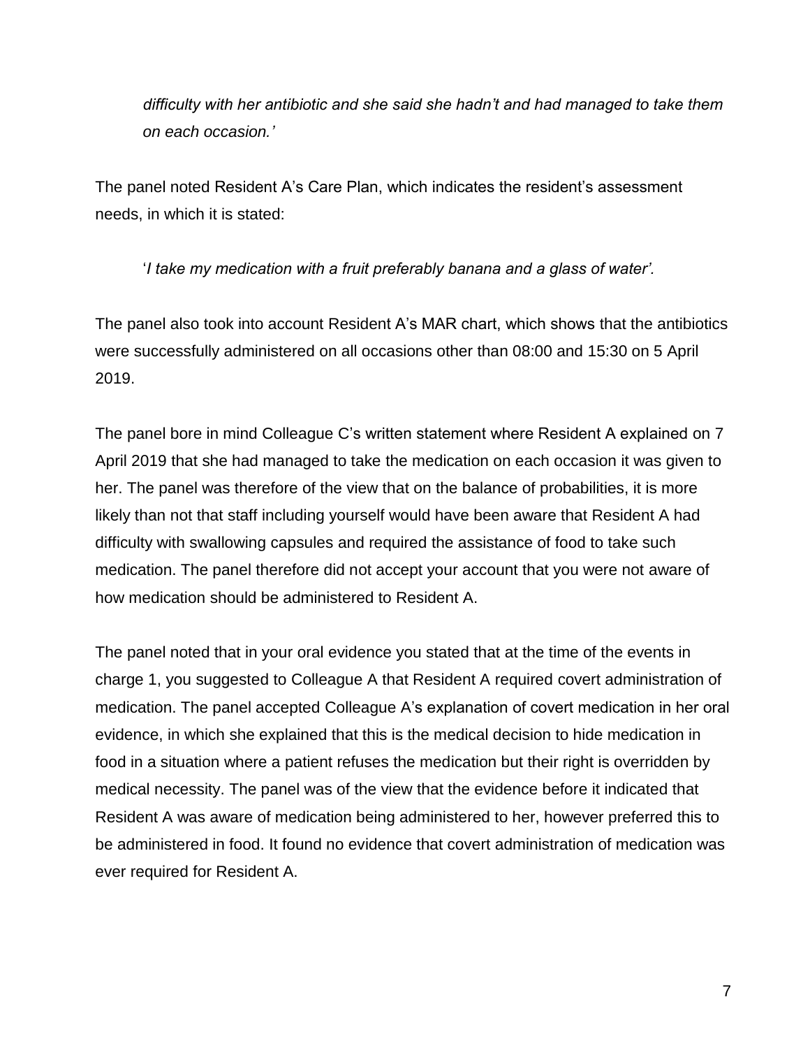*difficulty with her antibiotic and she said she hadn't and had managed to take them on each occasion.'*

The panel noted Resident A's Care Plan, which indicates the resident's assessment needs, in which it is stated:

'*I take my medication with a fruit preferably banana and a glass of water'.*

The panel also took into account Resident A's MAR chart, which shows that the antibiotics were successfully administered on all occasions other than 08:00 and 15:30 on 5 April 2019.

The panel bore in mind Colleague C's written statement where Resident A explained on 7 April 2019 that she had managed to take the medication on each occasion it was given to her. The panel was therefore of the view that on the balance of probabilities, it is more likely than not that staff including yourself would have been aware that Resident A had difficulty with swallowing capsules and required the assistance of food to take such medication. The panel therefore did not accept your account that you were not aware of how medication should be administered to Resident A.

The panel noted that in your oral evidence you stated that at the time of the events in charge 1, you suggested to Colleague A that Resident A required covert administration of medication. The panel accepted Colleague A's explanation of covert medication in her oral evidence, in which she explained that this is the medical decision to hide medication in food in a situation where a patient refuses the medication but their right is overridden by medical necessity. The panel was of the view that the evidence before it indicated that Resident A was aware of medication being administered to her, however preferred this to be administered in food. It found no evidence that covert administration of medication was ever required for Resident A.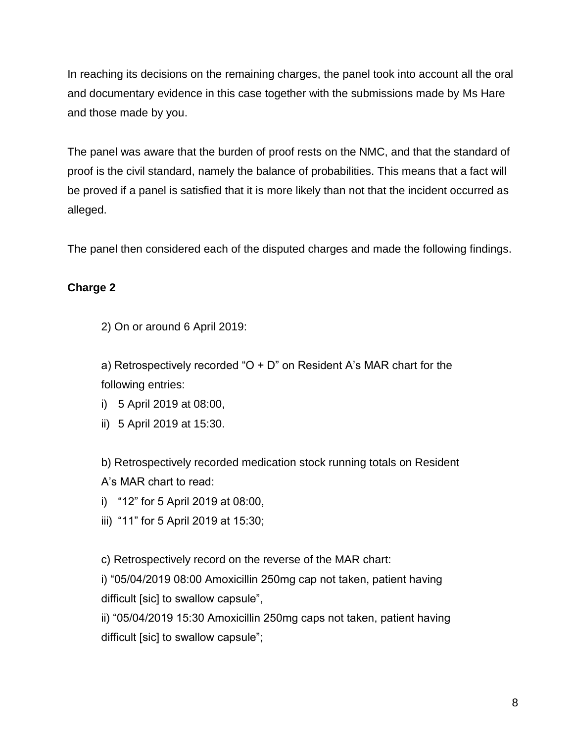In reaching its decisions on the remaining charges, the panel took into account all the oral and documentary evidence in this case together with the submissions made by Ms Hare and those made by you.

The panel was aware that the burden of proof rests on the NMC, and that the standard of proof is the civil standard, namely the balance of probabilities. This means that a fact will be proved if a panel is satisfied that it is more likely than not that the incident occurred as alleged.

The panel then considered each of the disputed charges and made the following findings.

**Charge 2**

2) On or around 6 April 2019:

a) Retrospectively recorded "O + D" on Resident A's MAR chart for the following entries:

i) 5 April 2019 at 08:00,

ii) 5 April 2019 at 15:30.

b) Retrospectively recorded medication stock running totals on Resident A's MAR chart to read:

i) "12" for 5 April 2019 at 08:00,

iii) "11" for 5 April 2019 at 15:30;

c) Retrospectively record on the reverse of the MAR chart:

i) "05/04/2019 08:00 Amoxicillin 250mg cap not taken, patient having difficult [sic] to swallow capsule",

ii) "05/04/2019 15:30 Amoxicillin 250mg caps not taken, patient having difficult [sic] to swallow capsule";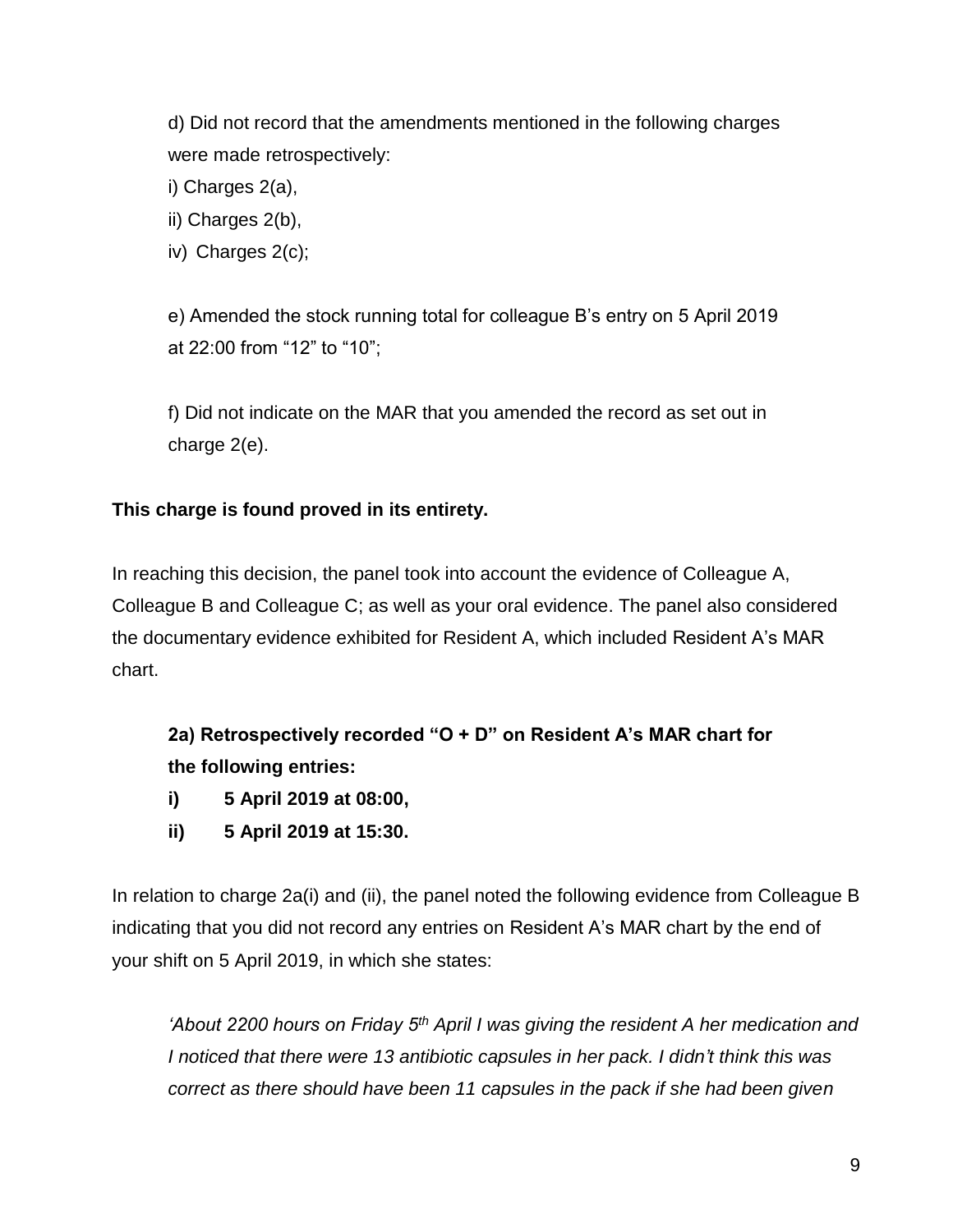d) Did not record that the amendments mentioned in the following charges were made retrospectively:

i) Charges 2(a),

ii) Charges 2(b),

iv) Charges 2(c);

e) Amended the stock running total for colleague B's entry on 5 April 2019 at 22:00 from "12" to "10";

f) Did not indicate on the MAR that you amended the record as set out in charge 2(e).

**This charge is found proved in its entirety.**

In reaching this decision, the panel took into account the evidence of Colleague A, Colleague B and Colleague C; as well as your oral evidence. The panel also considered the documentary evidence exhibited for Resident A, which included Resident A's MAR chart.

**2a) Retrospectively recorded "O + D" on Resident A's MAR chart for the following entries:**

**i) 5 April 2019 at 08:00,**

**ii) 5 April 2019 at 15:30.**

In relation to charge 2a(i) and (ii), the panel noted the following evidence from Colleague B indicating that you did not record any entries on Resident A's MAR chart by the end of your shift on 5 April 2019, in which she states:

*'About 2200 hours on Friday 5th April I was giving the resident A her medication and I noticed that there were 13 antibiotic capsules in her pack. I didn't think this was correct as there should have been 11 capsules in the pack if she had been given*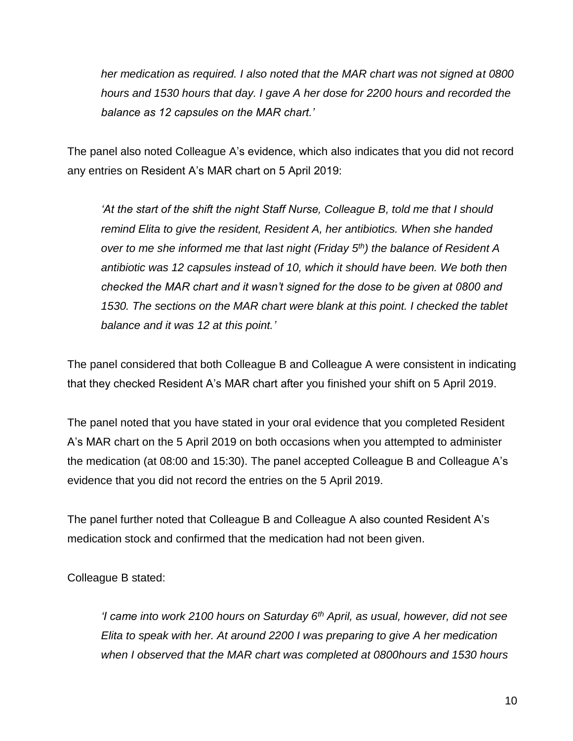*her medication as required. I also noted that the MAR chart was not signed at 0800 hours and 1530 hours that day. I gave A her dose for 2200 hours and recorded the balance as 12 capsules on the MAR chart.'*

The panel also noted Colleague A's evidence, which also indicates that you did not record any entries on Resident A's MAR chart on 5 April 2019:

> *'At the start of the shift the night Staff Nurse, Colleague B, told me that I should remind Elita to give the resident, Resident A, her antibiotics. When she handed over to me she informed me that last night (Friday 5th) the balance of Resident A antibiotic was 12 capsules instead of 10, which it should have been. We both then checked the MAR chart and it wasn't signed for the dose to be given at 0800 and 1530. The sections on the MAR chart were blank at this point. I checked the tablet balance and it was 12 at this point.'*

The panel considered that both Colleague B and Colleague A were consistent in indicating that they checked Resident A's MAR chart after you finished your shift on 5 April 2019.

The panel noted that you have stated in your oral evidence that you completed Resident A's MAR chart on the 5 April 2019 on both occasions when you attempted to administer the medication (at 08:00 and 15:30). The panel accepted Colleague B and Colleague A's evidence that you did not record the entries on the 5 April 2019.

The panel further noted that Colleague B and Colleague A also counted Resident A's medication stock and confirmed that the medication had not been given.

Colleague B stated:

> *'I came into work 2100 hours on Saturday 6th April, as usual, however, did not see Elita to speak with her. At around 2200 I was preparing to give A her medication when I observed that the MAR chart was completed at 0800hours and 1530 hours*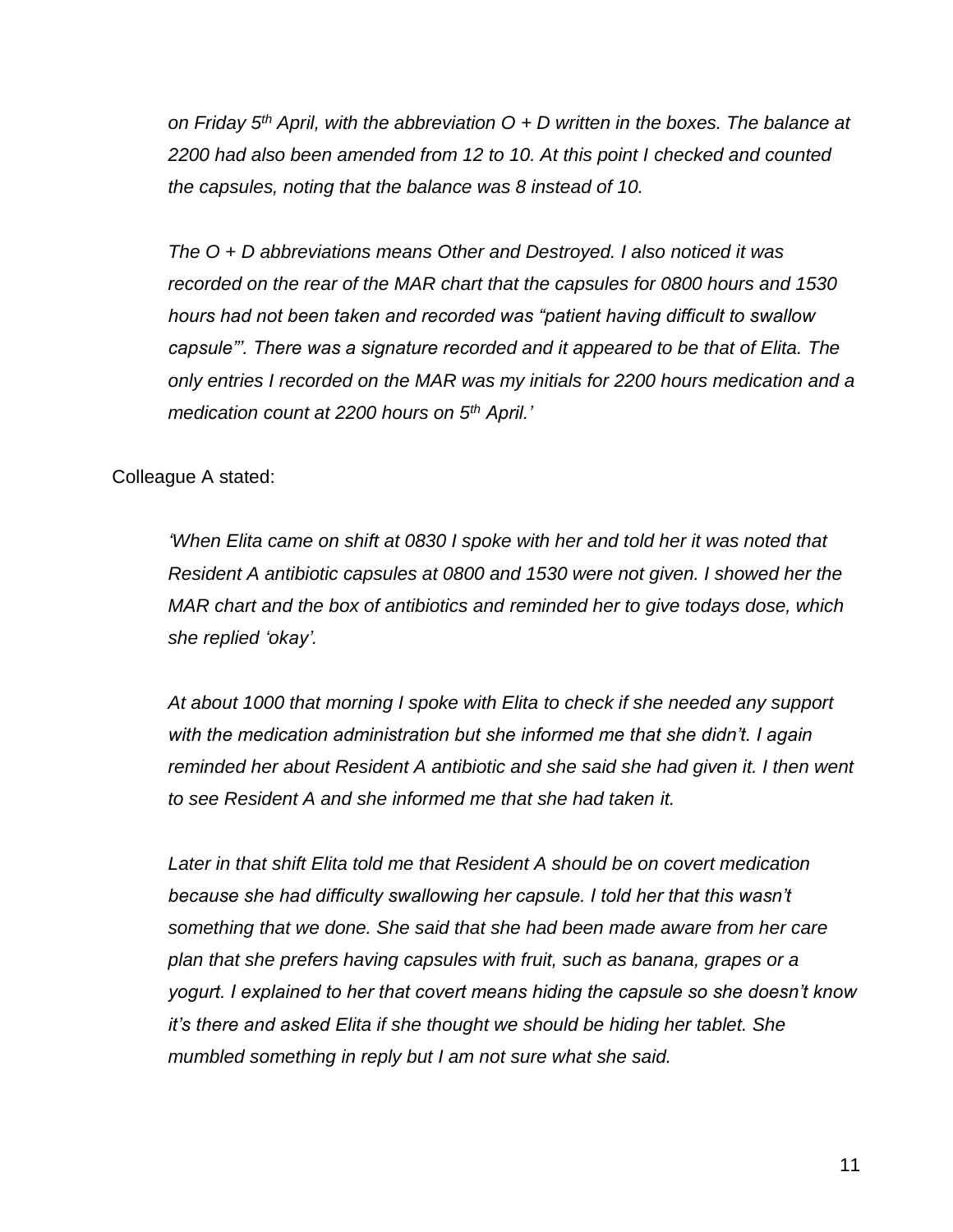*on Friday 5th April, with the abbreviation O + D written in the boxes. The balance at 2200 had also been amended from 12 to 10. At this point I checked and counted the capsules, noting that the balance was 8 instead of 10.*

*The O + D abbreviations means Other and Destroyed. I also noticed it was recorded on the rear of the MAR chart that the capsules for 0800 hours and 1530 hours had not been taken and recorded was "patient having difficult to swallow capsule"'. There was a signature recorded and it appeared to be that of Elita. The only entries I recorded on the MAR was my initials for 2200 hours medication and a medication count at 2200 hours on 5th April.'*

Colleague A stated:

*'When Elita came on shift at 0830 I spoke with her and told her it was noted that Resident A antibiotic capsules at 0800 and 1530 were not given. I showed her the MAR chart and the box of antibiotics and reminded her to give todays dose, which she replied 'okay'.*

*At about 1000 that morning I spoke with Elita to check if she needed any support with the medication administration but she informed me that she didn't. I again reminded her about Resident A antibiotic and she said she had given it. I then went to see Resident A and she informed me that she had taken it.*

*Later in that shift Elita told me that Resident A should be on covert medication because she had difficulty swallowing her capsule. I told her that this wasn't something that we done. She said that she had been made aware from her care plan that she prefers having capsules with fruit, such as banana, grapes or a yogurt. I explained to her that covert means hiding the capsule so she doesn't know it's there and asked Elita if she thought we should be hiding her tablet. She mumbled something in reply but I am not sure what she said.*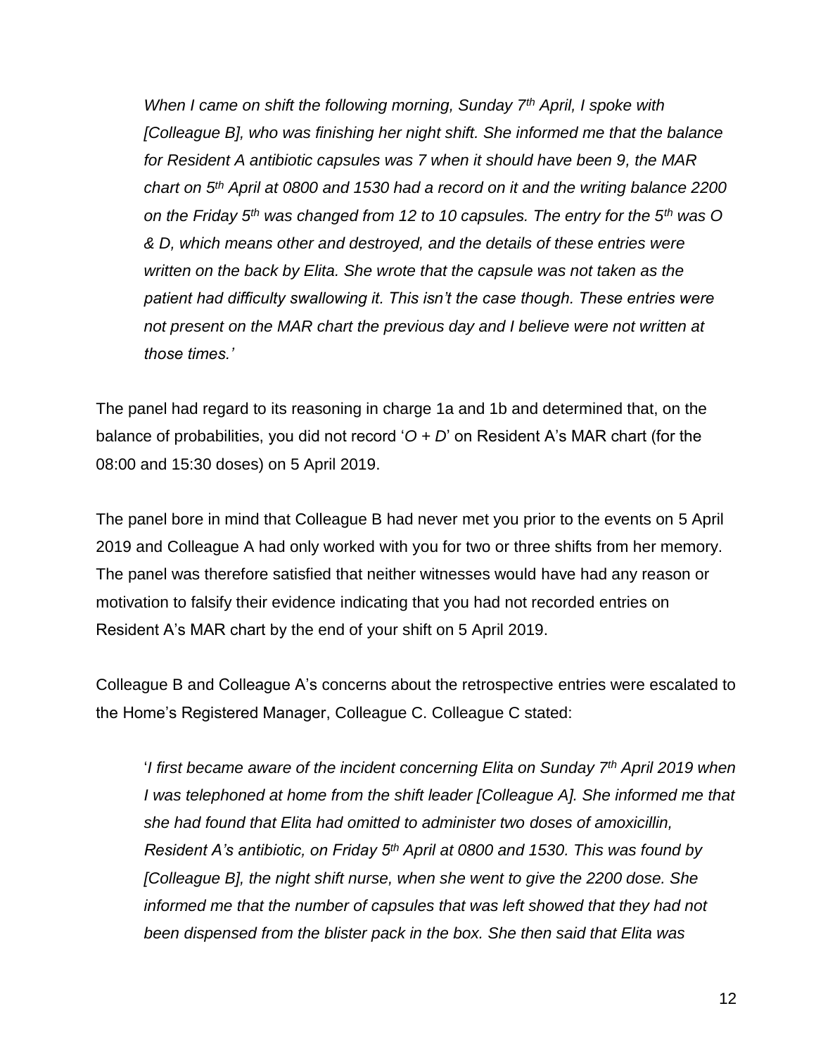*When I came on shift the following morning, Sunday 7th April, I spoke with [Colleague B], who was finishing her night shift. She informed me that the balance for Resident A antibiotic capsules was 7 when it should have been 9, the MAR chart on 5th April at 0800 and 1530 had a record on it and the writing balance 2200 on the Friday 5th was changed from 12 to 10 capsules. The entry for the 5th was O & D, which means other and destroyed, and the details of these entries were written on the back by Elita. She wrote that the capsule was not taken as the patient had difficulty swallowing it. This isn't the case though. These entries were not present on the MAR chart the previous day and I believe were not written at those times.'*

The panel had regard to its reasoning in charge 1a and 1b and determined that, on the balance of probabilities, you did not record '*O + D*' on Resident A's MAR chart (for the 08:00 and 15:30 doses) on 5 April 2019.

The panel bore in mind that Colleague B had never met you prior to the events on 5 April 2019 and Colleague A had only worked with you for two or three shifts from her memory. The panel was therefore satisfied that neither witnesses would have had any reason or motivation to falsify their evidence indicating that you had not recorded entries on Resident A's MAR chart by the end of your shift on 5 April 2019.

Colleague B and Colleague A's concerns about the retrospective entries were escalated to the Home's Registered Manager, Colleague C. Colleague C stated:

'*I first became aware of the incident concerning Elita on Sunday 7th April 2019 when I was telephoned at home from the shift leader [Colleague A]. She informed me that she had found that Elita had omitted to administer two doses of amoxicillin, Resident A's antibiotic, on Friday 5th April at 0800 and 1530. This was found by [Colleague B], the night shift nurse, when she went to give the 2200 dose. She informed me that the number of capsules that was left showed that they had not been dispensed from the blister pack in the box. She then said that Elita was*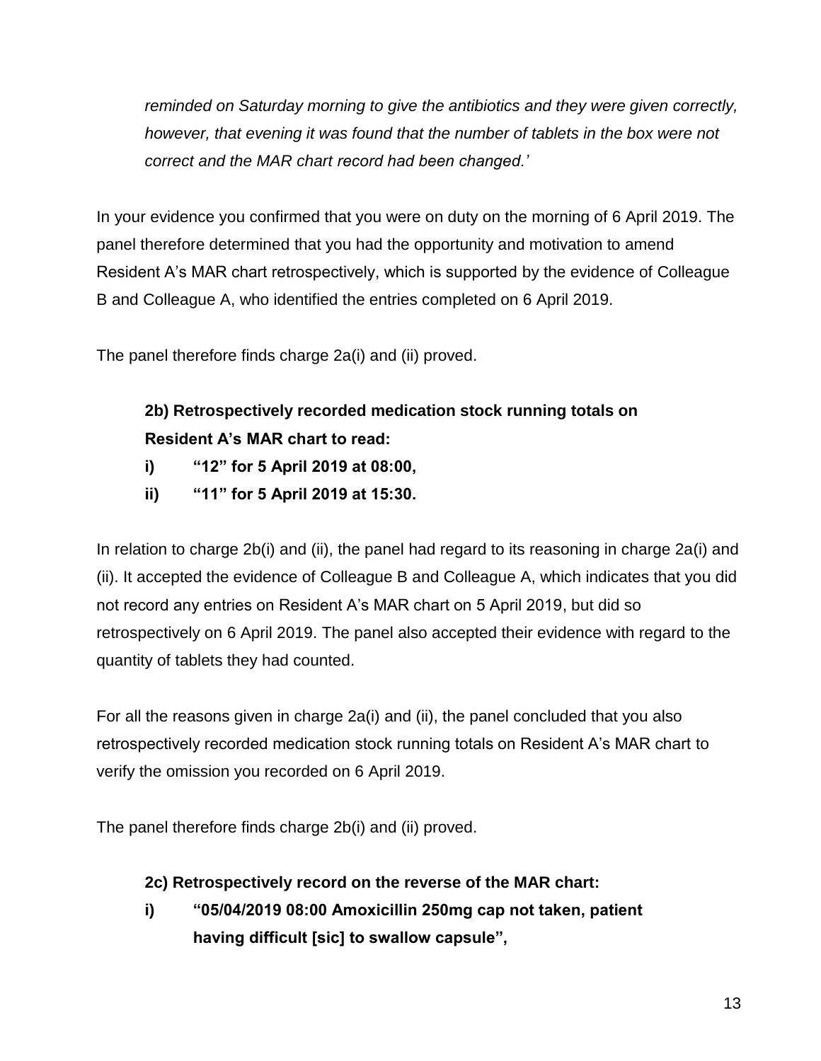*reminded on Saturday morning to give the antibiotics and they were given correctly, however, that evening it was found that the number of tablets in the box were not correct and the MAR chart record had been changed.'*

In your evidence you confirmed that you were on duty on the morning of 6 April 2019. The panel therefore determined that you had the opportunity and motivation to amend Resident A's MAR chart retrospectively, which is supported by the evidence of Colleague B and Colleague A, who identified the entries completed on 6 April 2019.

The panel therefore finds charge 2a(i) and (ii) proved.

**2b) Retrospectively recorded medication stock running totals on Resident A's MAR chart to read:**

**i) "12" for 5 April 2019 at 08:00,**

**ii) "11" for 5 April 2019 at 15:30.**

In relation to charge 2b(i) and (ii), the panel had regard to its reasoning in charge 2a(i) and (ii). It accepted the evidence of Colleague B and Colleague A, which indicates that you did not record any entries on Resident A's MAR chart on 5 April 2019, but did so retrospectively on 6 April 2019. The panel also accepted their evidence with regard to the quantity of tablets they had counted.

For all the reasons given in charge 2a(i) and (ii), the panel concluded that you also retrospectively recorded medication stock running totals on Resident A's MAR chart to verify the omission you recorded on 6 April 2019.

The panel therefore finds charge 2b(i) and (ii) proved.

**2c) Retrospectively record on the reverse of the MAR chart:**

**i) "05/04/2019 08:00 Amoxicillin 250mg cap not taken, patient having difficult [sic] to swallow capsule",**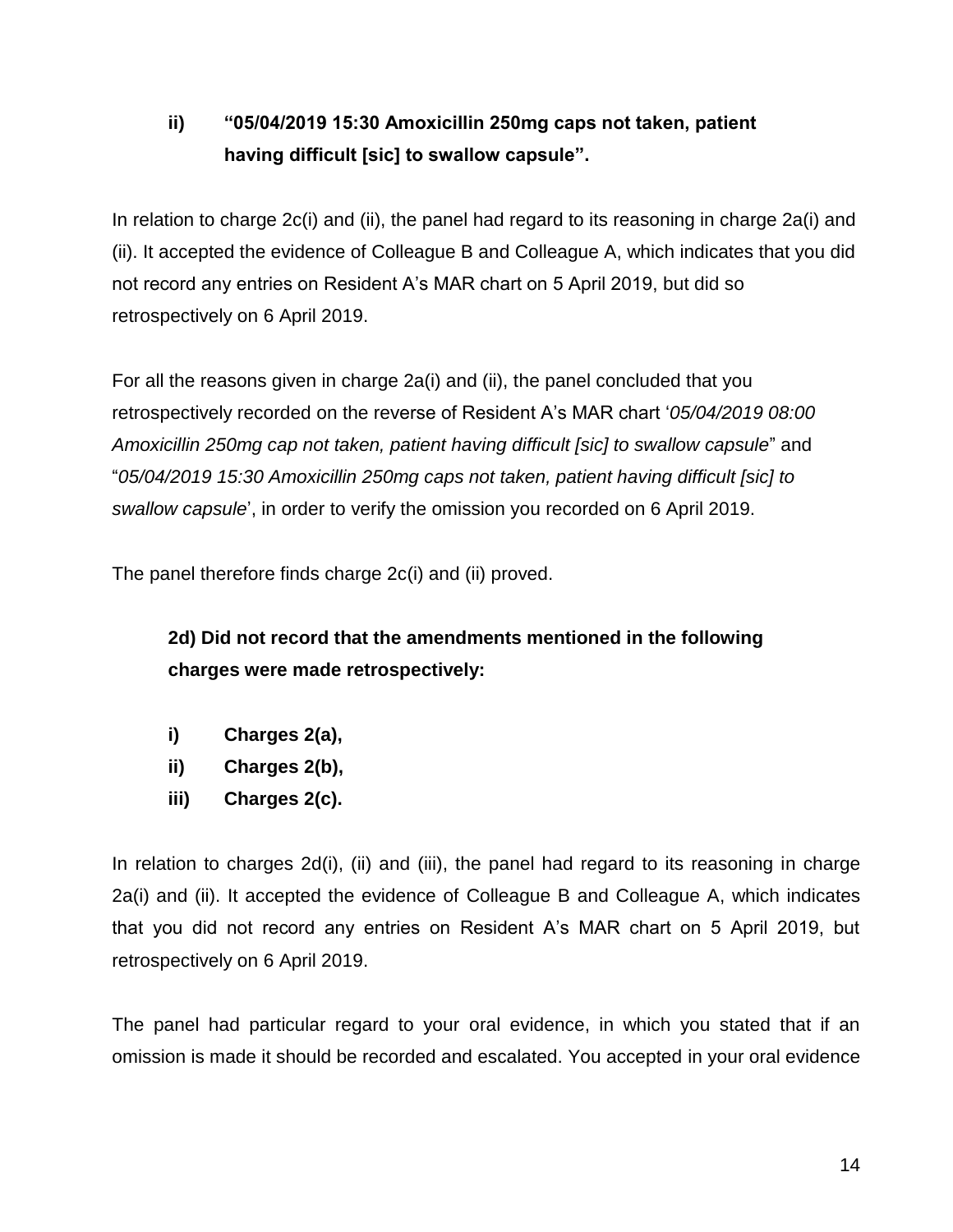**ii) "05/04/2019 15:30 Amoxicillin 250mg caps not taken, patient having difficult [sic] to swallow capsule".**

In relation to charge 2c(i) and (ii), the panel had regard to its reasoning in charge 2a(i) and (ii). It accepted the evidence of Colleague B and Colleague A, which indicates that you did not record any entries on Resident A's MAR chart on 5 April 2019, but did so retrospectively on 6 April 2019.

For all the reasons given in charge 2a(i) and (ii), the panel concluded that you retrospectively recorded on the reverse of Resident A's MAR chart '*05/04/2019 08:00 Amoxicillin 250mg cap not taken, patient having difficult [sic] to swallow capsule*" and "*05/04/2019 15:30 Amoxicillin 250mg caps not taken, patient having difficult [sic] to swallow capsule*', in order to verify the omission you recorded on 6 April 2019.

The panel therefore finds charge 2c(i) and (ii) proved.

**2d) Did not record that the amendments mentioned in the following charges were made retrospectively:**

**i) Charges 2(a),**
**ii) Charges 2(b),**
**iii) Charges 2(c).**

In relation to charges 2d(i), (ii) and (iii), the panel had regard to its reasoning in charge 2a(i) and (ii). It accepted the evidence of Colleague B and Colleague A, which indicates that you did not record any entries on Resident A's MAR chart on 5 April 2019, but retrospectively on 6 April 2019.

The panel had particular regard to your oral evidence, in which you stated that if an omission is made it should be recorded and escalated. You accepted in your oral evidence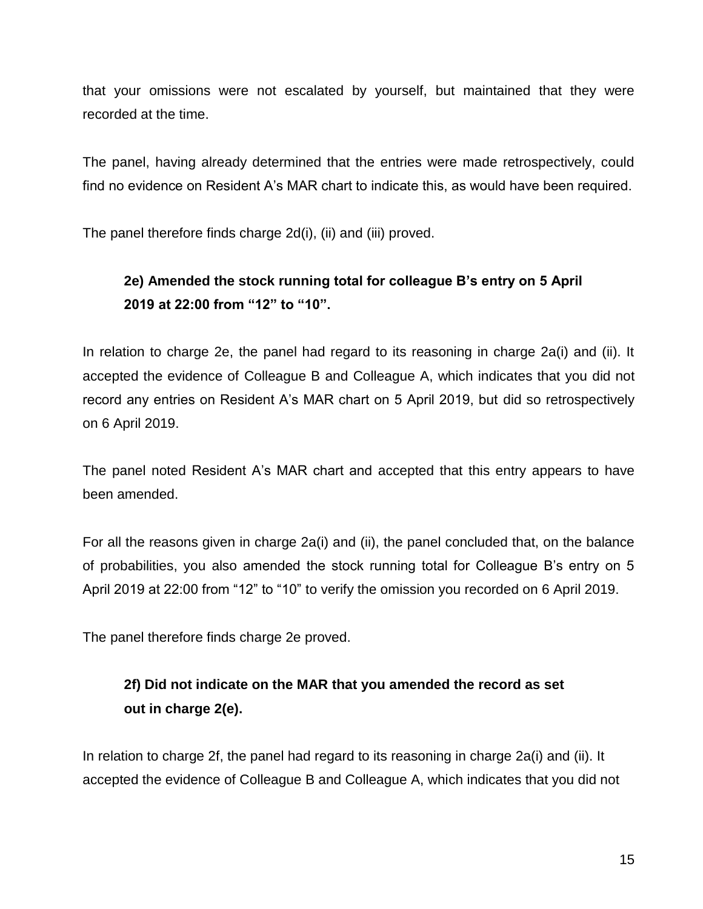that your omissions were not escalated by yourself, but maintained that they were recorded at the time.

The panel, having already determined that the entries were made retrospectively, could find no evidence on Resident A's MAR chart to indicate this, as would have been required.

The panel therefore finds charge 2d(i), (ii) and (iii) proved.

> **2e) Amended the stock running total for colleague B's entry on 5 April 2019 at 22:00 from "12" to "10".**

In relation to charge 2e, the panel had regard to its reasoning in charge 2a(i) and (ii). It accepted the evidence of Colleague B and Colleague A, which indicates that you did not record any entries on Resident A's MAR chart on 5 April 2019, but did so retrospectively on 6 April 2019.

The panel noted Resident A's MAR chart and accepted that this entry appears to have been amended.

For all the reasons given in charge 2a(i) and (ii), the panel concluded that, on the balance of probabilities, you also amended the stock running total for Colleague B's entry on 5 April 2019 at 22:00 from "12" to "10" to verify the omission you recorded on 6 April 2019.

The panel therefore finds charge 2e proved.

> **2f) Did not indicate on the MAR that you amended the record as set out in charge 2(e).**

In relation to charge 2f, the panel had regard to its reasoning in charge 2a(i) and (ii). It accepted the evidence of Colleague B and Colleague A, which indicates that you did not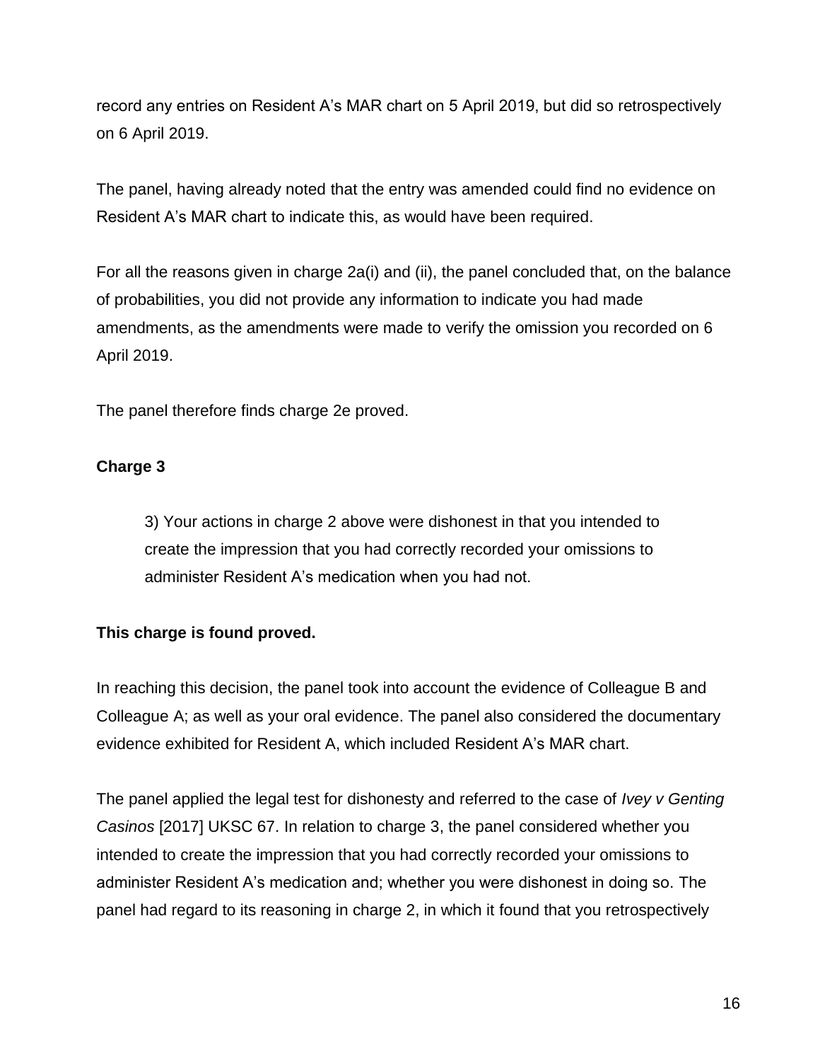record any entries on Resident A’s MAR chart on 5 April 2019, but did so retrospectively on 6 April 2019.

The panel, having already noted that the entry was amended could find no evidence on Resident A’s MAR chart to indicate this, as would have been required.

For all the reasons given in charge 2a(i) and (ii), the panel concluded that, on the balance of probabilities, you did not provide any information to indicate you had made amendments, as the amendments were made to verify the omission you recorded on 6 April 2019.

The panel therefore finds charge 2e proved.

**Charge 3**

> 3) Your actions in charge 2 above were dishonest in that you intended to create the impression that you had correctly recorded your omissions to administer Resident A’s medication when you had not.

**This charge is found proved.**

In reaching this decision, the panel took into account the evidence of Colleague B and Colleague A; as well as your oral evidence. The panel also considered the documentary evidence exhibited for Resident A, which included Resident A’s MAR chart.

The panel applied the legal test for dishonesty and referred to the case of *Ivey v Genting Casinos* [2017] UKSC 67. In relation to charge 3, the panel considered whether you intended to create the impression that you had correctly recorded your omissions to administer Resident A’s medication and; whether you were dishonest in doing so. The panel had regard to its reasoning in charge 2, in which it found that you retrospectively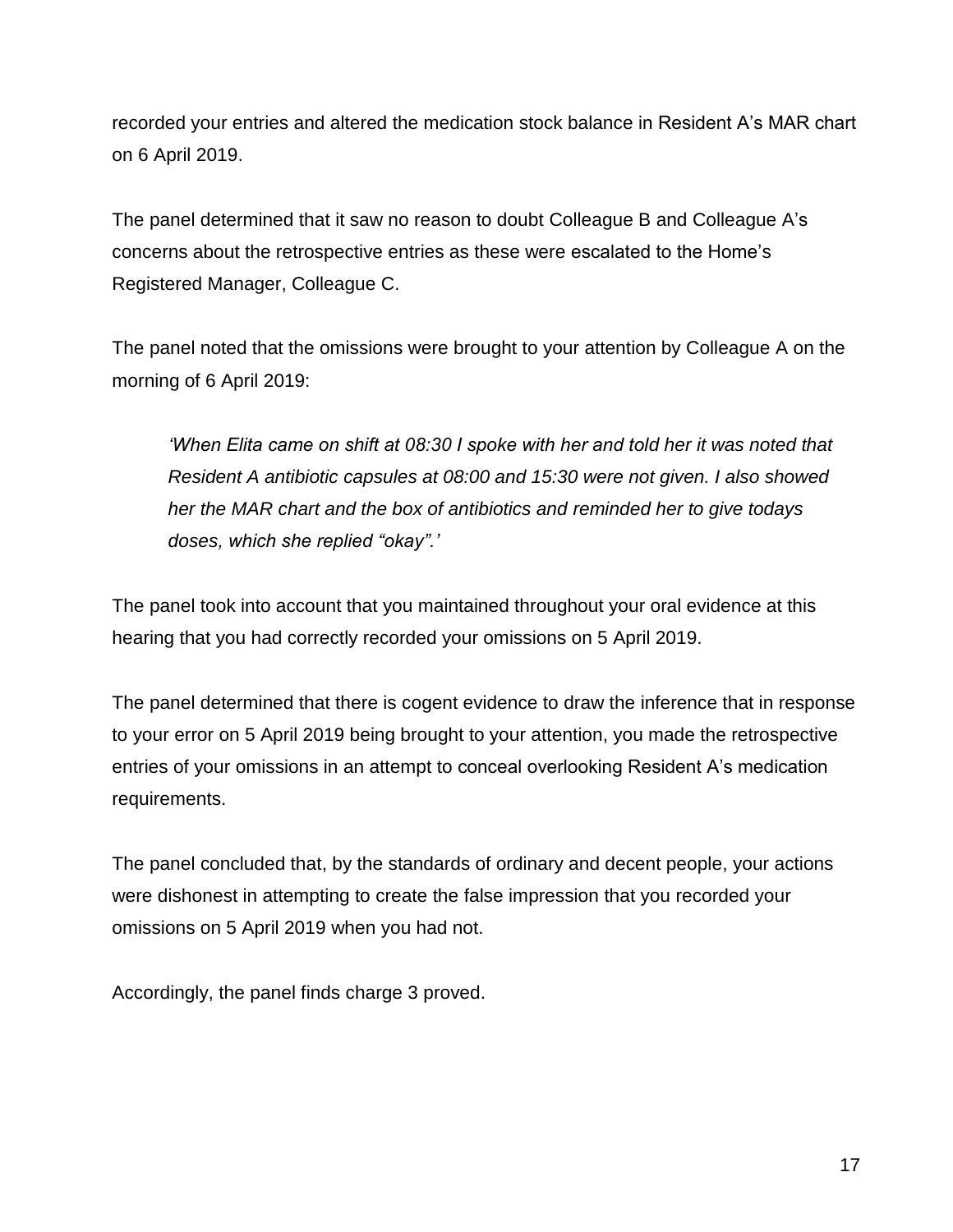recorded your entries and altered the medication stock balance in Resident A's MAR chart on 6 April 2019.

The panel determined that it saw no reason to doubt Colleague B and Colleague A's concerns about the retrospective entries as these were escalated to the Home's Registered Manager, Colleague C.

The panel noted that the omissions were brought to your attention by Colleague A on the morning of 6 April 2019:

> *'When Elita came on shift at 08:30 I spoke with her and told her it was noted that Resident A antibiotic capsules at 08:00 and 15:30 were not given. I also showed her the MAR chart and the box of antibiotics and reminded her to give todays doses, which she replied "okay".'*

The panel took into account that you maintained throughout your oral evidence at this hearing that you had correctly recorded your omissions on 5 April 2019.

The panel determined that there is cogent evidence to draw the inference that in response to your error on 5 April 2019 being brought to your attention, you made the retrospective entries of your omissions in an attempt to conceal overlooking Resident A's medication requirements.

The panel concluded that, by the standards of ordinary and decent people, your actions were dishonest in attempting to create the false impression that you recorded your omissions on 5 April 2019 when you had not.

Accordingly, the panel finds charge 3 proved.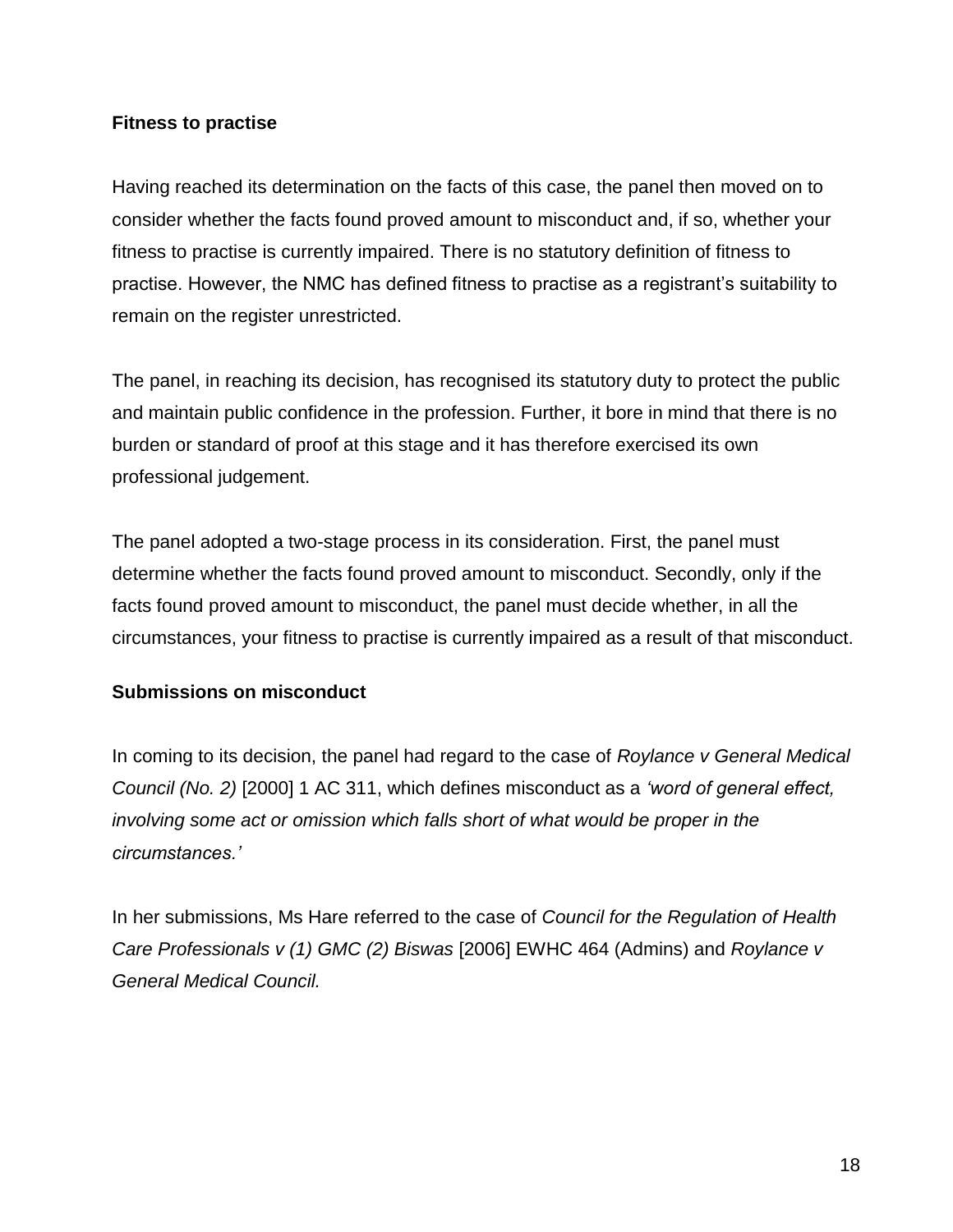**Fitness to practise**

Having reached its determination on the facts of this case, the panel then moved on to consider whether the facts found proved amount to misconduct and, if so, whether your fitness to practise is currently impaired. There is no statutory definition of fitness to practise. However, the NMC has defined fitness to practise as a registrant's suitability to remain on the register unrestricted.

The panel, in reaching its decision, has recognised its statutory duty to protect the public and maintain public confidence in the profession. Further, it bore in mind that there is no burden or standard of proof at this stage and it has therefore exercised its own professional judgement.

The panel adopted a two-stage process in its consideration. First, the panel must determine whether the facts found proved amount to misconduct. Secondly, only if the facts found proved amount to misconduct, the panel must decide whether, in all the circumstances, your fitness to practise is currently impaired as a result of that misconduct.

**Submissions on misconduct**

In coming to its decision, the panel had regard to the case of *Roylance v General Medical Council (No. 2)* [2000] 1 AC 311, which defines misconduct as a *'word of general effect, involving some act or omission which falls short of what would be proper in the circumstances.'*

In her submissions, Ms Hare referred to the case of *Council for the Regulation of Health Care Professionals v (1) GMC (2) Biswas* [2006] EWHC 464 (Admins) and *Roylance v General Medical Council.*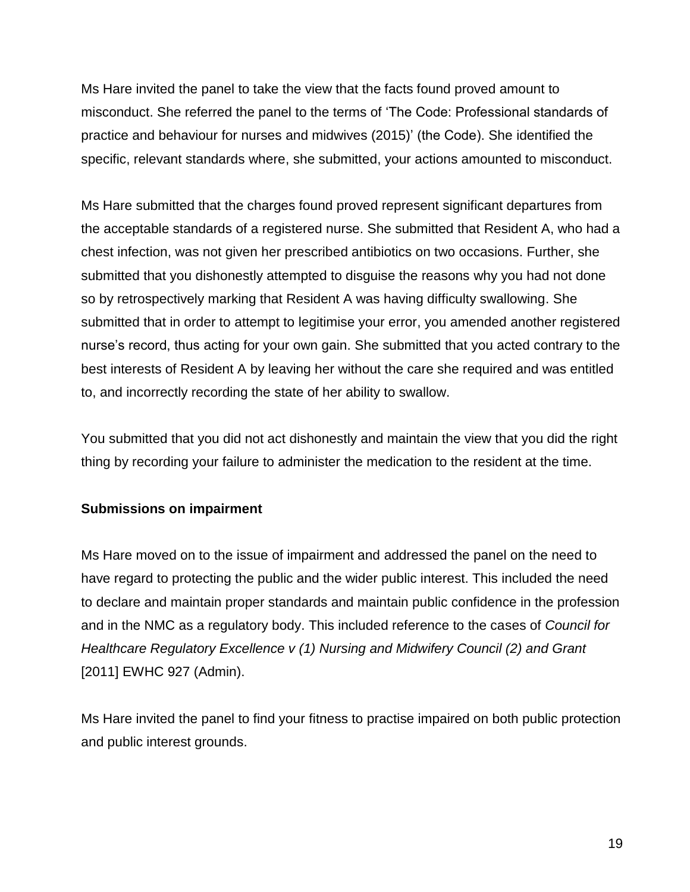Ms Hare invited the panel to take the view that the facts found proved amount to misconduct. She referred the panel to the terms of 'The Code: Professional standards of practice and behaviour for nurses and midwives (2015)' (the Code). She identified the specific, relevant standards where, she submitted, your actions amounted to misconduct.

Ms Hare submitted that the charges found proved represent significant departures from the acceptable standards of a registered nurse. She submitted that Resident A, who had a chest infection, was not given her prescribed antibiotics on two occasions. Further, she submitted that you dishonestly attempted to disguise the reasons why you had not done so by retrospectively marking that Resident A was having difficulty swallowing. She submitted that in order to attempt to legitimise your error, you amended another registered nurse's record, thus acting for your own gain. She submitted that you acted contrary to the best interests of Resident A by leaving her without the care she required and was entitled to, and incorrectly recording the state of her ability to swallow.

You submitted that you did not act dishonestly and maintain the view that you did the right thing by recording your failure to administer the medication to the resident at the time.

**Submissions on impairment**

Ms Hare moved on to the issue of impairment and addressed the panel on the need to have regard to protecting the public and the wider public interest. This included the need to declare and maintain proper standards and maintain public confidence in the profession and in the NMC as a regulatory body. This included reference to the cases of *Council for Healthcare Regulatory Excellence v (1) Nursing and Midwifery Council (2) and Grant* [2011] EWHC 927 (Admin).

Ms Hare invited the panel to find your fitness to practise impaired on both public protection and public interest grounds.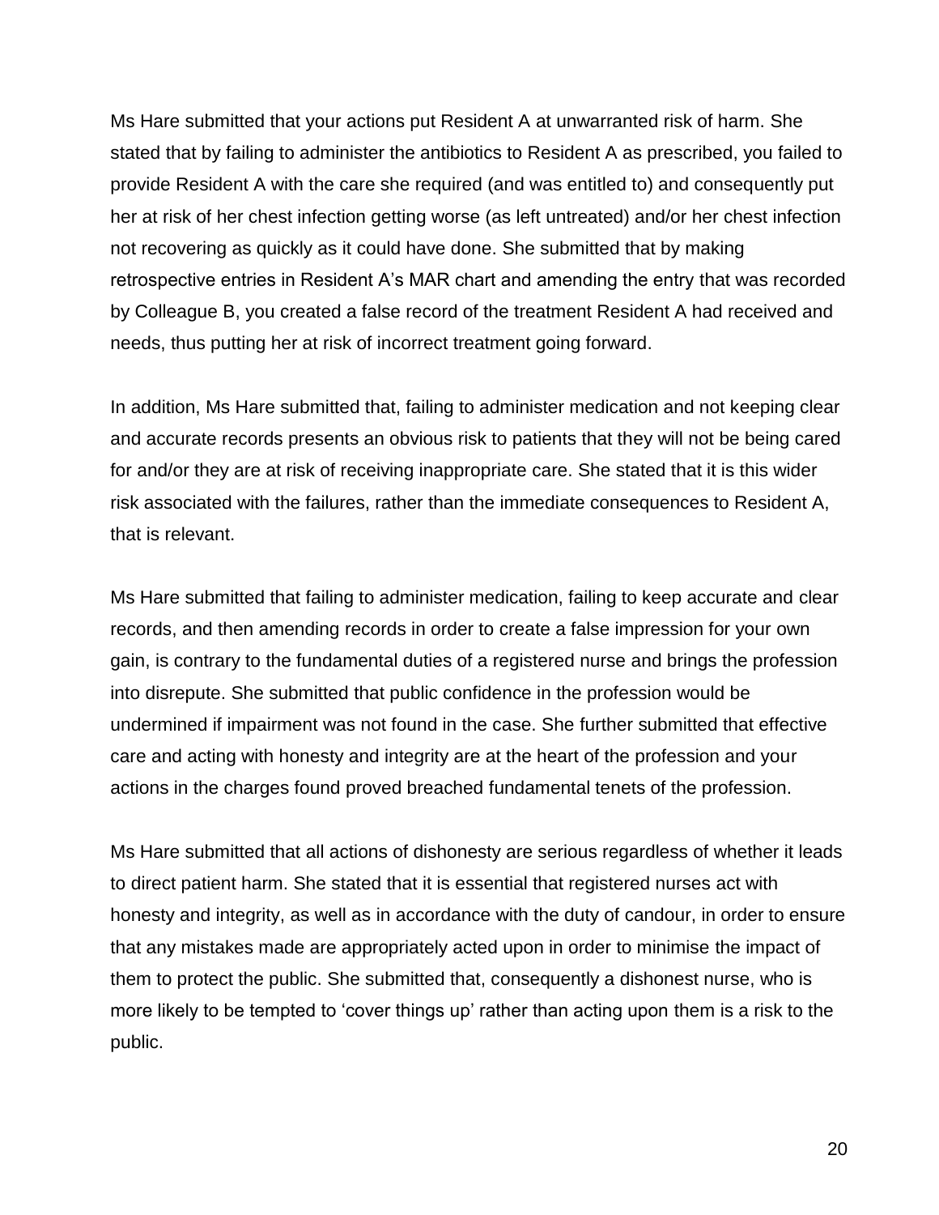Ms Hare submitted that your actions put Resident A at unwarranted risk of harm. She stated that by failing to administer the antibiotics to Resident A as prescribed, you failed to provide Resident A with the care she required (and was entitled to) and consequently put her at risk of her chest infection getting worse (as left untreated) and/or her chest infection not recovering as quickly as it could have done. She submitted that by making retrospective entries in Resident A's MAR chart and amending the entry that was recorded by Colleague B, you created a false record of the treatment Resident A had received and needs, thus putting her at risk of incorrect treatment going forward.

In addition, Ms Hare submitted that, failing to administer medication and not keeping clear and accurate records presents an obvious risk to patients that they will not be being cared for and/or they are at risk of receiving inappropriate care. She stated that it is this wider risk associated with the failures, rather than the immediate consequences to Resident A, that is relevant.

Ms Hare submitted that failing to administer medication, failing to keep accurate and clear records, and then amending records in order to create a false impression for your own gain, is contrary to the fundamental duties of a registered nurse and brings the profession into disrepute. She submitted that public confidence in the profession would be undermined if impairment was not found in the case. She further submitted that effective care and acting with honesty and integrity are at the heart of the profession and your actions in the charges found proved breached fundamental tenets of the profession.

Ms Hare submitted that all actions of dishonesty are serious regardless of whether it leads to direct patient harm. She stated that it is essential that registered nurses act with honesty and integrity, as well as in accordance with the duty of candour, in order to ensure that any mistakes made are appropriately acted upon in order to minimise the impact of them to protect the public. She submitted that, consequently a dishonest nurse, who is more likely to be tempted to 'cover things up' rather than acting upon them is a risk to the public.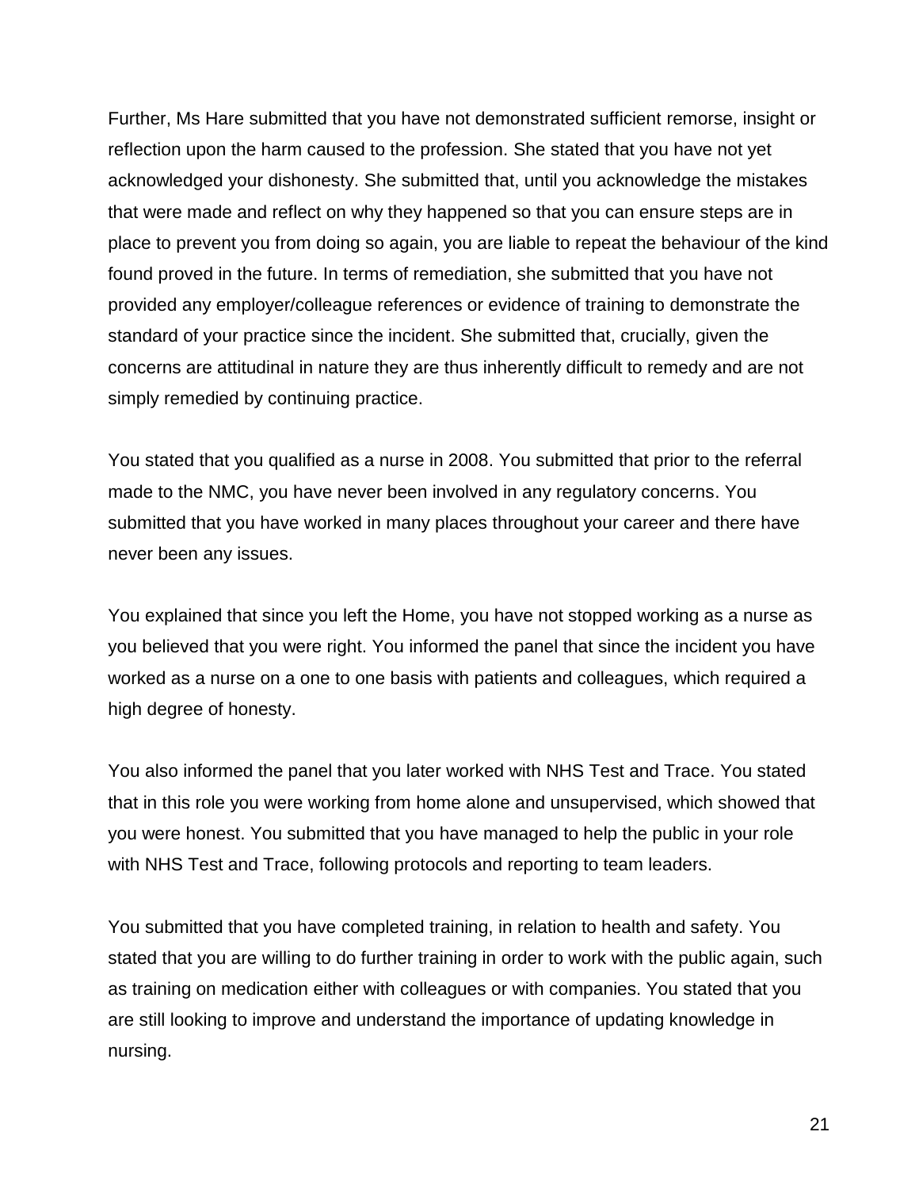Further, Ms Hare submitted that you have not demonstrated sufficient remorse, insight or reflection upon the harm caused to the profession. She stated that you have not yet acknowledged your dishonesty. She submitted that, until you acknowledge the mistakes that were made and reflect on why they happened so that you can ensure steps are in place to prevent you from doing so again, you are liable to repeat the behaviour of the kind found proved in the future. In terms of remediation, she submitted that you have not provided any employer/colleague references or evidence of training to demonstrate the standard of your practice since the incident. She submitted that, crucially, given the concerns are attitudinal in nature they are thus inherently difficult to remedy and are not simply remedied by continuing practice.

You stated that you qualified as a nurse in 2008. You submitted that prior to the referral made to the NMC, you have never been involved in any regulatory concerns. You submitted that you have worked in many places throughout your career and there have never been any issues.

You explained that since you left the Home, you have not stopped working as a nurse as you believed that you were right. You informed the panel that since the incident you have worked as a nurse on a one to one basis with patients and colleagues, which required a high degree of honesty.

You also informed the panel that you later worked with NHS Test and Trace. You stated that in this role you were working from home alone and unsupervised, which showed that you were honest. You submitted that you have managed to help the public in your role with NHS Test and Trace, following protocols and reporting to team leaders.

You submitted that you have completed training, in relation to health and safety. You stated that you are willing to do further training in order to work with the public again, such as training on medication either with colleagues or with companies. You stated that you are still looking to improve and understand the importance of updating knowledge in nursing.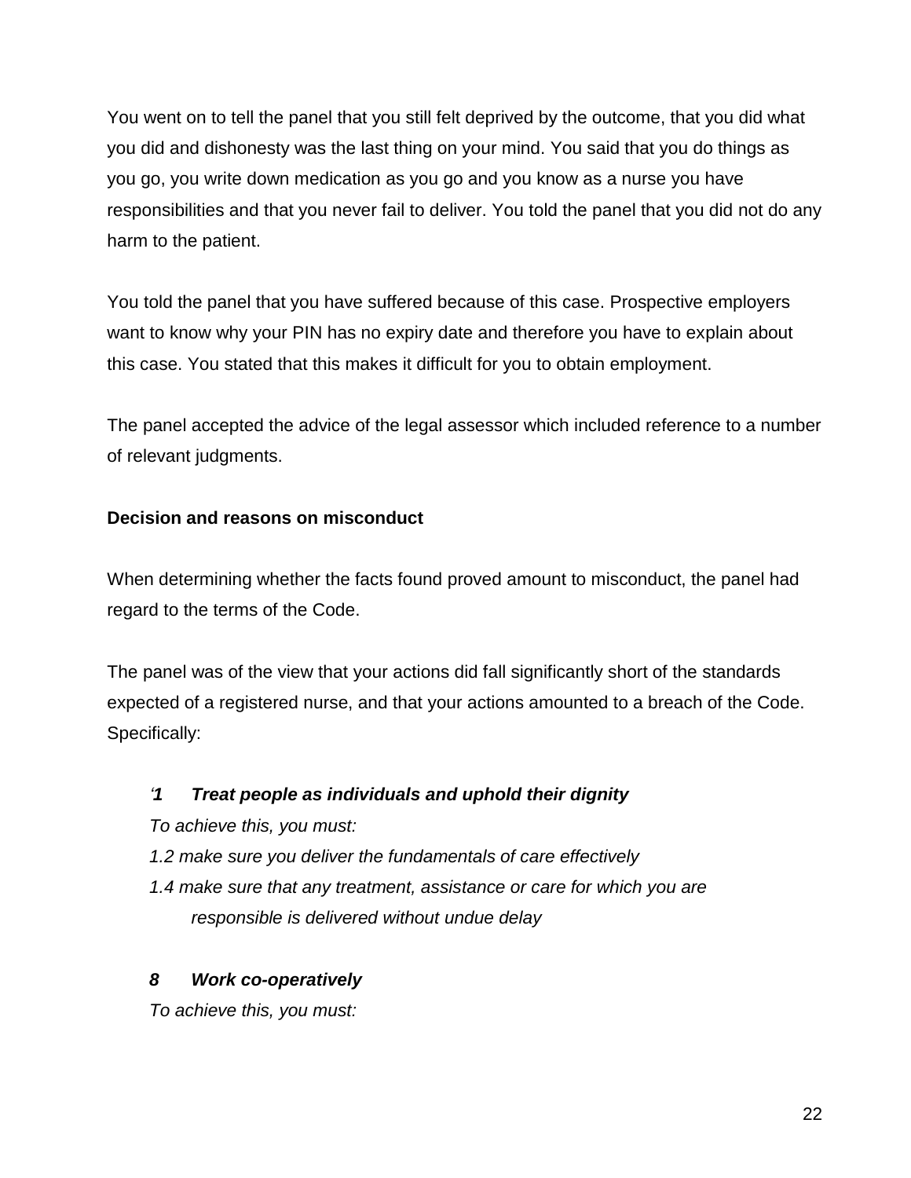You went on to tell the panel that you still felt deprived by the outcome, that you did what you did and dishonesty was the last thing on your mind. You said that you do things as you go, you write down medication as you go and you know as a nurse you have responsibilities and that you never fail to deliver. You told the panel that you did not do any harm to the patient.

You told the panel that you have suffered because of this case. Prospective employers want to know why your PIN has no expiry date and therefore you have to explain about this case. You stated that this makes it difficult for you to obtain employment.

The panel accepted the advice of the legal assessor which included reference to a number of relevant judgments.

**Decision and reasons on misconduct**

When determining whether the facts found proved amount to misconduct, the panel had regard to the terms of the Code.

The panel was of the view that your actions did fall significantly short of the standards expected of a registered nurse, and that your actions amounted to a breach of the Code. Specifically:

> ***'1 Treat people as individuals and uphold their dignity***
>
> *To achieve this, you must:*
>
> *1.2 make sure you deliver the fundamentals of care effectively*
>
> *1.4 make sure that any treatment, assistance or care for which you are responsible is delivered without undue delay*
>
> ***8 Work co-operatively***
>
> *To achieve this, you must:*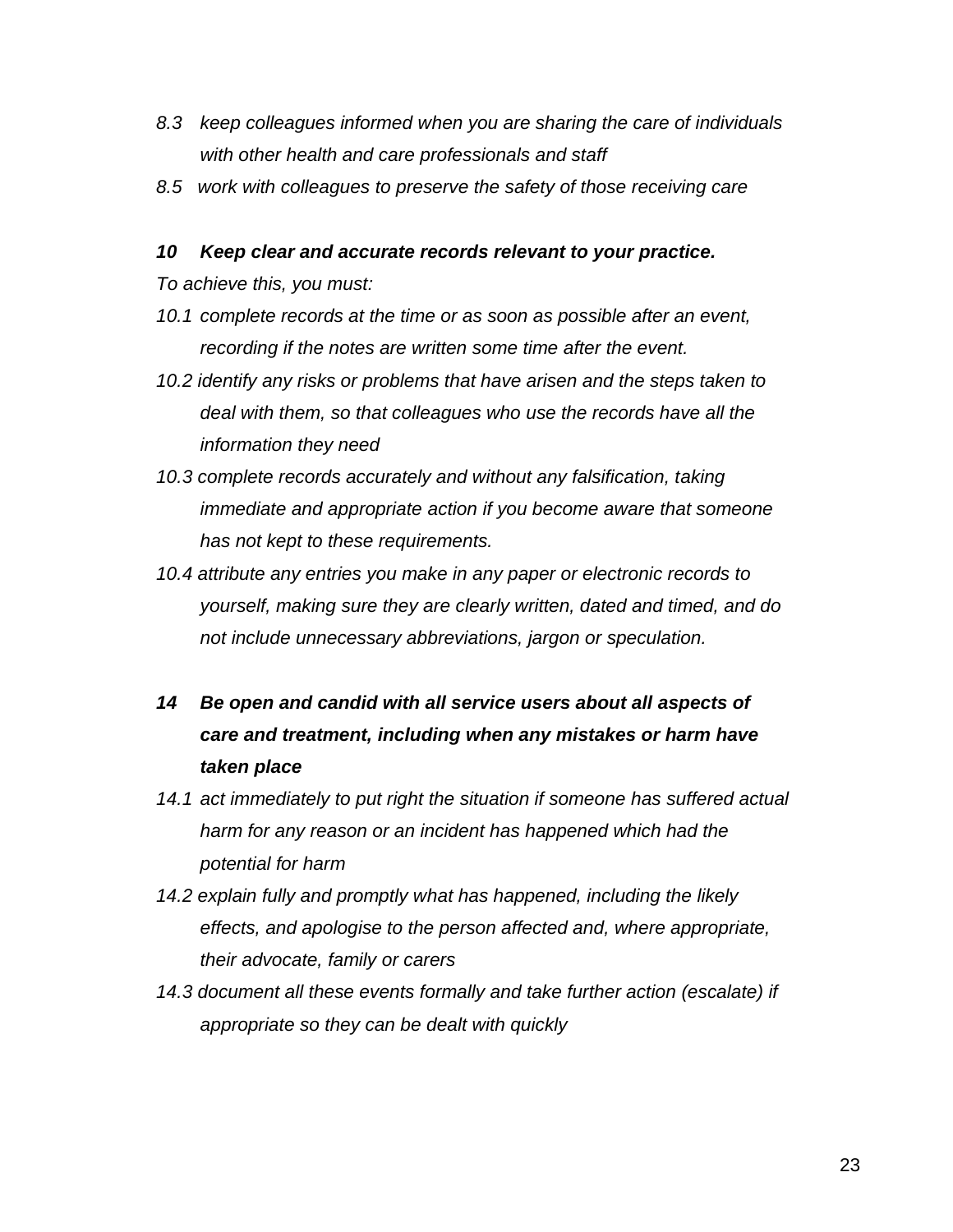*8.3 keep colleagues informed when you are sharing the care of individuals with other health and care professionals and staff*

*8.5 work with colleagues to preserve the safety of those receiving care*

***10 Keep clear and accurate records relevant to your practice.***

*To achieve this, you must:*

*10.1 complete records at the time or as soon as possible after an event, recording if the notes are written some time after the event.*

*10.2 identify any risks or problems that have arisen and the steps taken to deal with them, so that colleagues who use the records have all the information they need*

*10.3 complete records accurately and without any falsification, taking immediate and appropriate action if you become aware that someone has not kept to these requirements.*

*10.4 attribute any entries you make in any paper or electronic records to yourself, making sure they are clearly written, dated and timed, and do not include unnecessary abbreviations, jargon or speculation.*

***14 Be open and candid with all service users about all aspects of care and treatment, including when any mistakes or harm have taken place***

*14.1 act immediately to put right the situation if someone has suffered actual harm for any reason or an incident has happened which had the potential for harm*

*14.2 explain fully and promptly what has happened, including the likely effects, and apologise to the person affected and, where appropriate, their advocate, family or carers*

*14.3 document all these events formally and take further action (escalate) if appropriate so they can be dealt with quickly*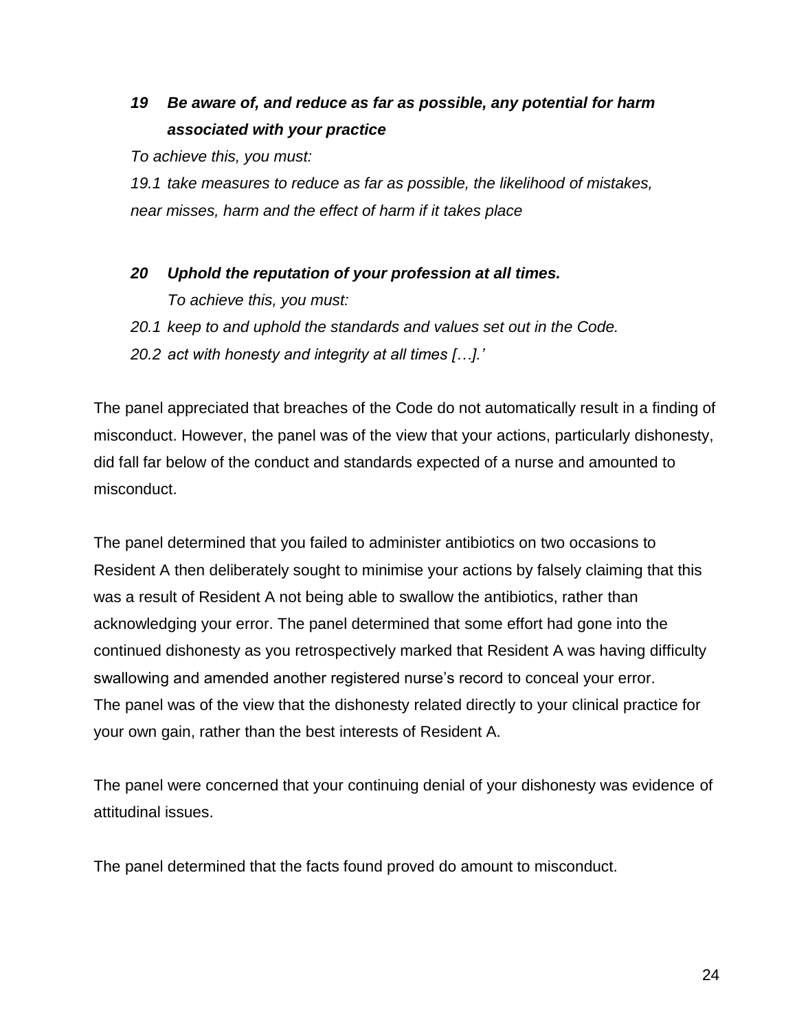***19 Be aware of, and reduce as far as possible, any potential for harm associated with your practice***

*To achieve this, you must:*

*19.1 take measures to reduce as far as possible, the likelihood of mistakes, near misses, harm and the effect of harm if it takes place*

***20 Uphold the reputation of your profession at all times.***

*To achieve this, you must:*

*20.1 keep to and uphold the standards and values set out in the Code.*

*20.2 act with honesty and integrity at all times […].'*

The panel appreciated that breaches of the Code do not automatically result in a finding of misconduct. However, the panel was of the view that your actions, particularly dishonesty, did fall far below of the conduct and standards expected of a nurse and amounted to misconduct.

The panel determined that you failed to administer antibiotics on two occasions to Resident A then deliberately sought to minimise your actions by falsely claiming that this was a result of Resident A not being able to swallow the antibiotics, rather than acknowledging your error. The panel determined that some effort had gone into the continued dishonesty as you retrospectively marked that Resident A was having difficulty swallowing and amended another registered nurse's record to conceal your error. The panel was of the view that the dishonesty related directly to your clinical practice for your own gain, rather than the best interests of Resident A.

The panel were concerned that your continuing denial of your dishonesty was evidence of attitudinal issues.

The panel determined that the facts found proved do amount to misconduct.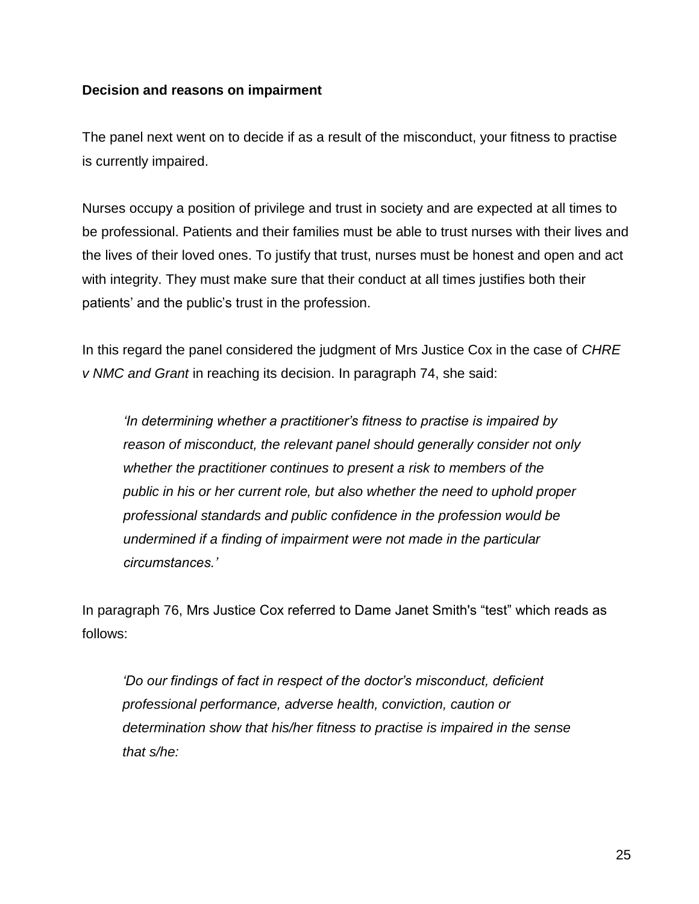**Decision and reasons on impairment**

The panel next went on to decide if as a result of the misconduct, your fitness to practise is currently impaired.

Nurses occupy a position of privilege and trust in society and are expected at all times to be professional. Patients and their families must be able to trust nurses with their lives and the lives of their loved ones. To justify that trust, nurses must be honest and open and act with integrity. They must make sure that their conduct at all times justifies both their patients' and the public's trust in the profession.

In this regard the panel considered the judgment of Mrs Justice Cox in the case of *CHRE v NMC and Grant* in reaching its decision. In paragraph 74, she said:

> *'In determining whether a practitioner's fitness to practise is impaired by reason of misconduct, the relevant panel should generally consider not only whether the practitioner continues to present a risk to members of the public in his or her current role, but also whether the need to uphold proper professional standards and public confidence in the profession would be undermined if a finding of impairment were not made in the particular circumstances.'*

In paragraph 76, Mrs Justice Cox referred to Dame Janet Smith's "test" which reads as follows:

> *'Do our findings of fact in respect of the doctor's misconduct, deficient professional performance, adverse health, conviction, caution or determination show that his/her fitness to practise is impaired in the sense that s/he:*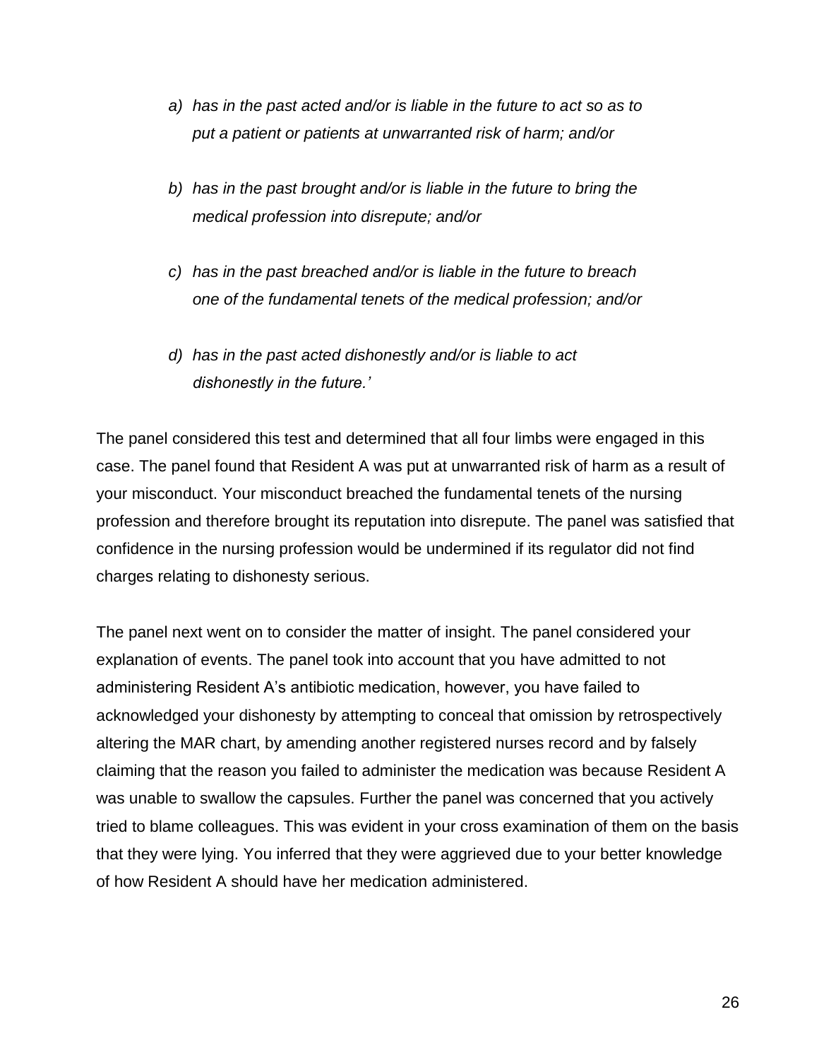*a) has in the past acted and/or is liable in the future to act so as to put a patient or patients at unwarranted risk of harm; and/or*

*b) has in the past brought and/or is liable in the future to bring the medical profession into disrepute; and/or*

*c) has in the past breached and/or is liable in the future to breach one of the fundamental tenets of the medical profession; and/or*

*d) has in the past acted dishonestly and/or is liable to act dishonestly in the future.'*

The panel considered this test and determined that all four limbs were engaged in this case. The panel found that Resident A was put at unwarranted risk of harm as a result of your misconduct. Your misconduct breached the fundamental tenets of the nursing profession and therefore brought its reputation into disrepute. The panel was satisfied that confidence in the nursing profession would be undermined if its regulator did not find charges relating to dishonesty serious.

The panel next went on to consider the matter of insight. The panel considered your explanation of events. The panel took into account that you have admitted to not administering Resident A's antibiotic medication, however, you have failed to acknowledged your dishonesty by attempting to conceal that omission by retrospectively altering the MAR chart, by amending another registered nurses record and by falsely claiming that the reason you failed to administer the medication was because Resident A was unable to swallow the capsules. Further the panel was concerned that you actively tried to blame colleagues. This was evident in your cross examination of them on the basis that they were lying. You inferred that they were aggrieved due to your better knowledge of how Resident A should have her medication administered.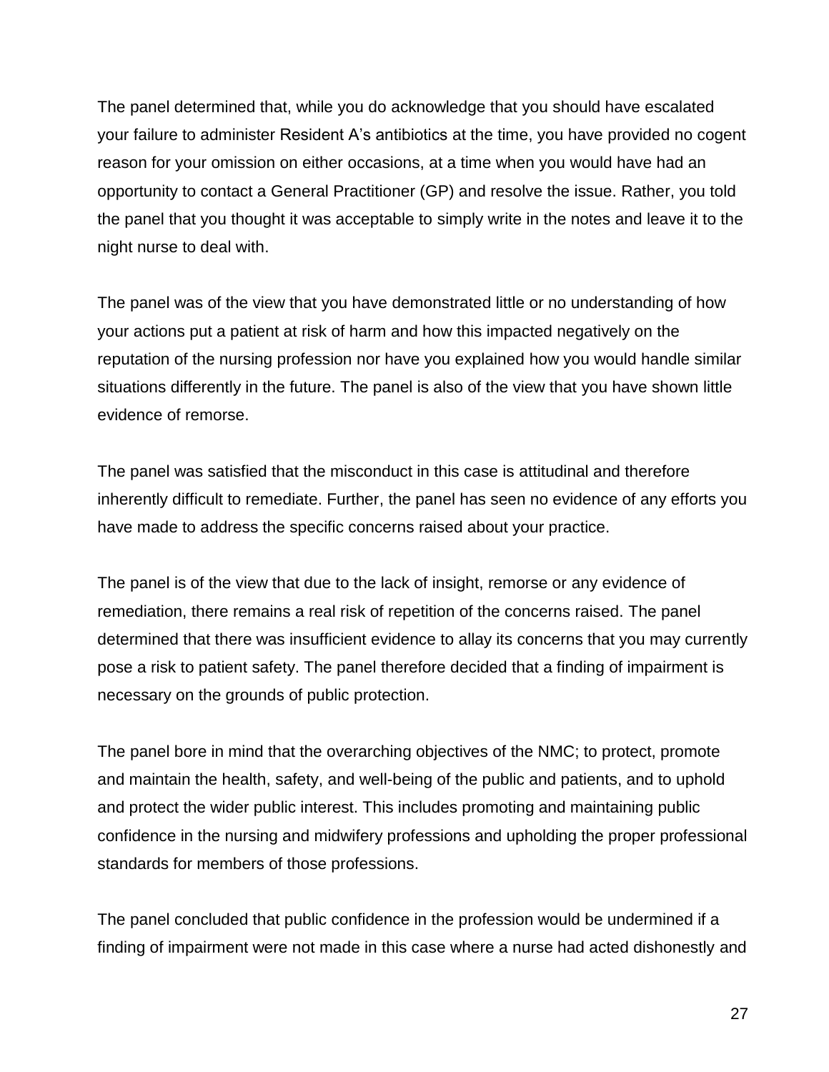The panel determined that, while you do acknowledge that you should have escalated your failure to administer Resident A's antibiotics at the time, you have provided no cogent reason for your omission on either occasions, at a time when you would have had an opportunity to contact a General Practitioner (GP) and resolve the issue. Rather, you told the panel that you thought it was acceptable to simply write in the notes and leave it to the night nurse to deal with.

The panel was of the view that you have demonstrated little or no understanding of how your actions put a patient at risk of harm and how this impacted negatively on the reputation of the nursing profession nor have you explained how you would handle similar situations differently in the future. The panel is also of the view that you have shown little evidence of remorse.

The panel was satisfied that the misconduct in this case is attitudinal and therefore inherently difficult to remediate. Further, the panel has seen no evidence of any efforts you have made to address the specific concerns raised about your practice.

The panel is of the view that due to the lack of insight, remorse or any evidence of remediation, there remains a real risk of repetition of the concerns raised. The panel determined that there was insufficient evidence to allay its concerns that you may currently pose a risk to patient safety. The panel therefore decided that a finding of impairment is necessary on the grounds of public protection.

The panel bore in mind that the overarching objectives of the NMC; to protect, promote and maintain the health, safety, and well-being of the public and patients, and to uphold and protect the wider public interest. This includes promoting and maintaining public confidence in the nursing and midwifery professions and upholding the proper professional standards for members of those professions.

The panel concluded that public confidence in the profession would be undermined if a finding of impairment were not made in this case where a nurse had acted dishonestly and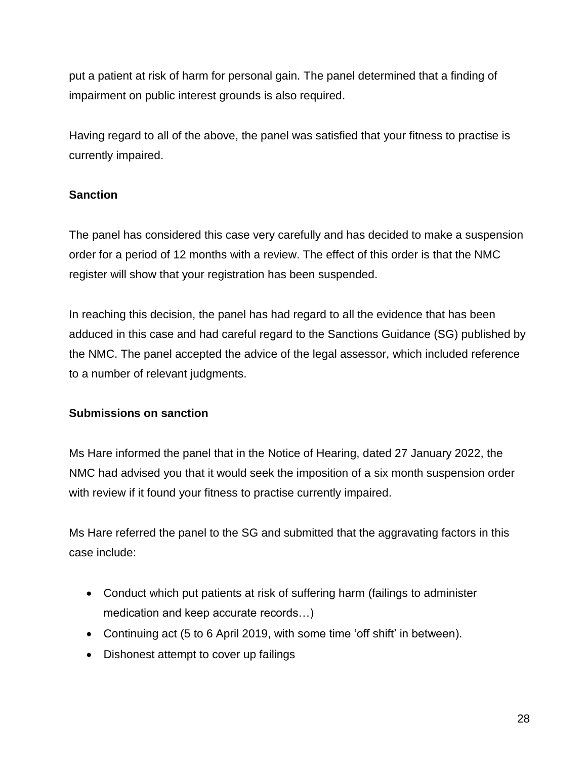put a patient at risk of harm for personal gain. The panel determined that a finding of impairment on public interest grounds is also required.

Having regard to all of the above, the panel was satisfied that your fitness to practise is currently impaired.

**Sanction**

The panel has considered this case very carefully and has decided to make a suspension order for a period of 12 months with a review. The effect of this order is that the NMC register will show that your registration has been suspended.

In reaching this decision, the panel has had regard to all the evidence that has been adduced in this case and had careful regard to the Sanctions Guidance (SG) published by the NMC. The panel accepted the advice of the legal assessor, which included reference to a number of relevant judgments.

**Submissions on sanction**

Ms Hare informed the panel that in the Notice of Hearing, dated 27 January 2022, the NMC had advised you that it would seek the imposition of a six month suspension order with review if it found your fitness to practise currently impaired.

Ms Hare referred the panel to the SG and submitted that the aggravating factors in this case include:

- Conduct which put patients at risk of suffering harm (failings to administer medication and keep accurate records…)
- Continuing act (5 to 6 April 2019, with some time ‘off shift’ in between).
- Dishonest attempt to cover up failings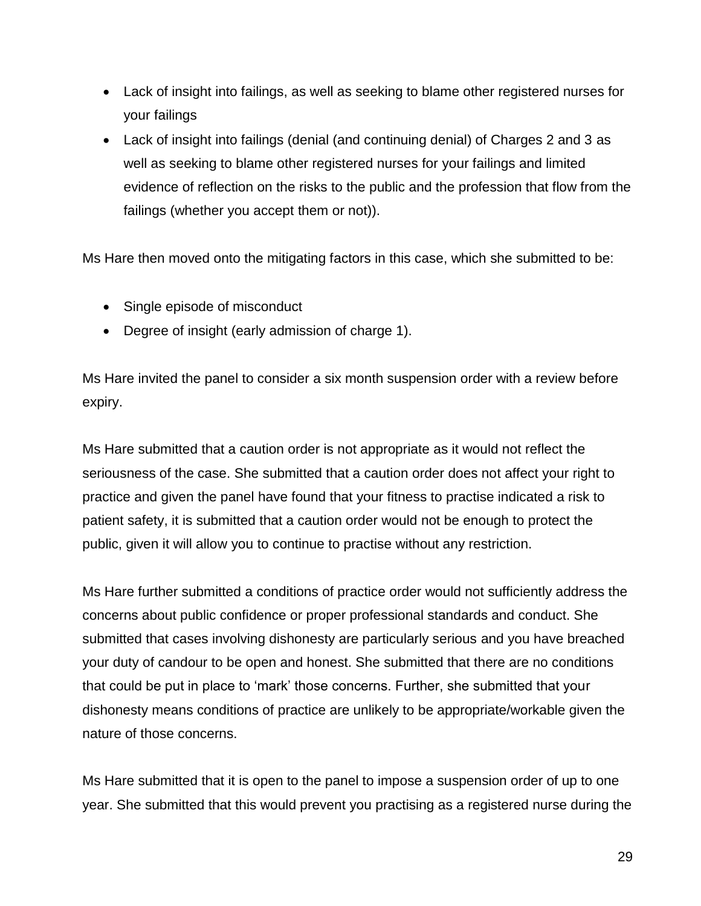- Lack of insight into failings, as well as seeking to blame other registered nurses for your failings
- Lack of insight into failings (denial (and continuing denial) of Charges 2 and 3 as well as seeking to blame other registered nurses for your failings and limited evidence of reflection on the risks to the public and the profession that flow from the failings (whether you accept them or not)).

Ms Hare then moved onto the mitigating factors in this case, which she submitted to be:

- Single episode of misconduct
- Degree of insight (early admission of charge 1).

Ms Hare invited the panel to consider a six month suspension order with a review before expiry.

Ms Hare submitted that a caution order is not appropriate as it would not reflect the seriousness of the case. She submitted that a caution order does not affect your right to practice and given the panel have found that your fitness to practise indicated a risk to patient safety, it is submitted that a caution order would not be enough to protect the public, given it will allow you to continue to practise without any restriction.

Ms Hare further submitted a conditions of practice order would not sufficiently address the concerns about public confidence or proper professional standards and conduct. She submitted that cases involving dishonesty are particularly serious and you have breached your duty of candour to be open and honest. She submitted that there are no conditions that could be put in place to 'mark' those concerns. Further, she submitted that your dishonesty means conditions of practice are unlikely to be appropriate/workable given the nature of those concerns.

Ms Hare submitted that it is open to the panel to impose a suspension order of up to one year. She submitted that this would prevent you practising as a registered nurse during the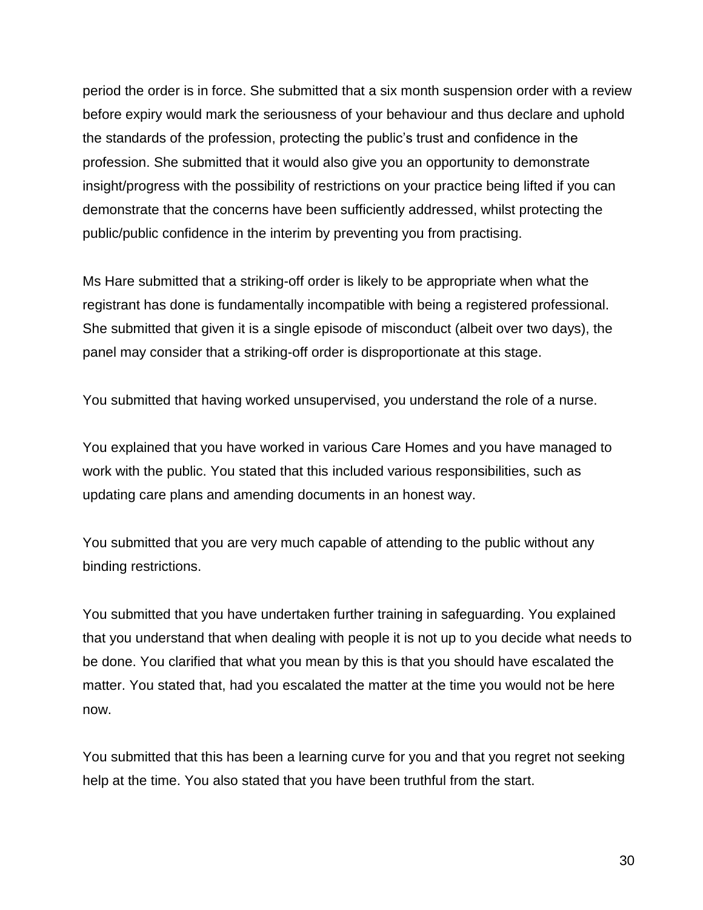period the order is in force. She submitted that a six month suspension order with a review before expiry would mark the seriousness of your behaviour and thus declare and uphold the standards of the profession, protecting the public's trust and confidence in the profession. She submitted that it would also give you an opportunity to demonstrate insight/progress with the possibility of restrictions on your practice being lifted if you can demonstrate that the concerns have been sufficiently addressed, whilst protecting the public/public confidence in the interim by preventing you from practising.

Ms Hare submitted that a striking-off order is likely to be appropriate when what the registrant has done is fundamentally incompatible with being a registered professional. She submitted that given it is a single episode of misconduct (albeit over two days), the panel may consider that a striking-off order is disproportionate at this stage.

You submitted that having worked unsupervised, you understand the role of a nurse.

You explained that you have worked in various Care Homes and you have managed to work with the public. You stated that this included various responsibilities, such as updating care plans and amending documents in an honest way.

You submitted that you are very much capable of attending to the public without any binding restrictions.

You submitted that you have undertaken further training in safeguarding. You explained that you understand that when dealing with people it is not up to you decide what needs to be done. You clarified that what you mean by this is that you should have escalated the matter. You stated that, had you escalated the matter at the time you would not be here now.

You submitted that this has been a learning curve for you and that you regret not seeking help at the time. You also stated that you have been truthful from the start.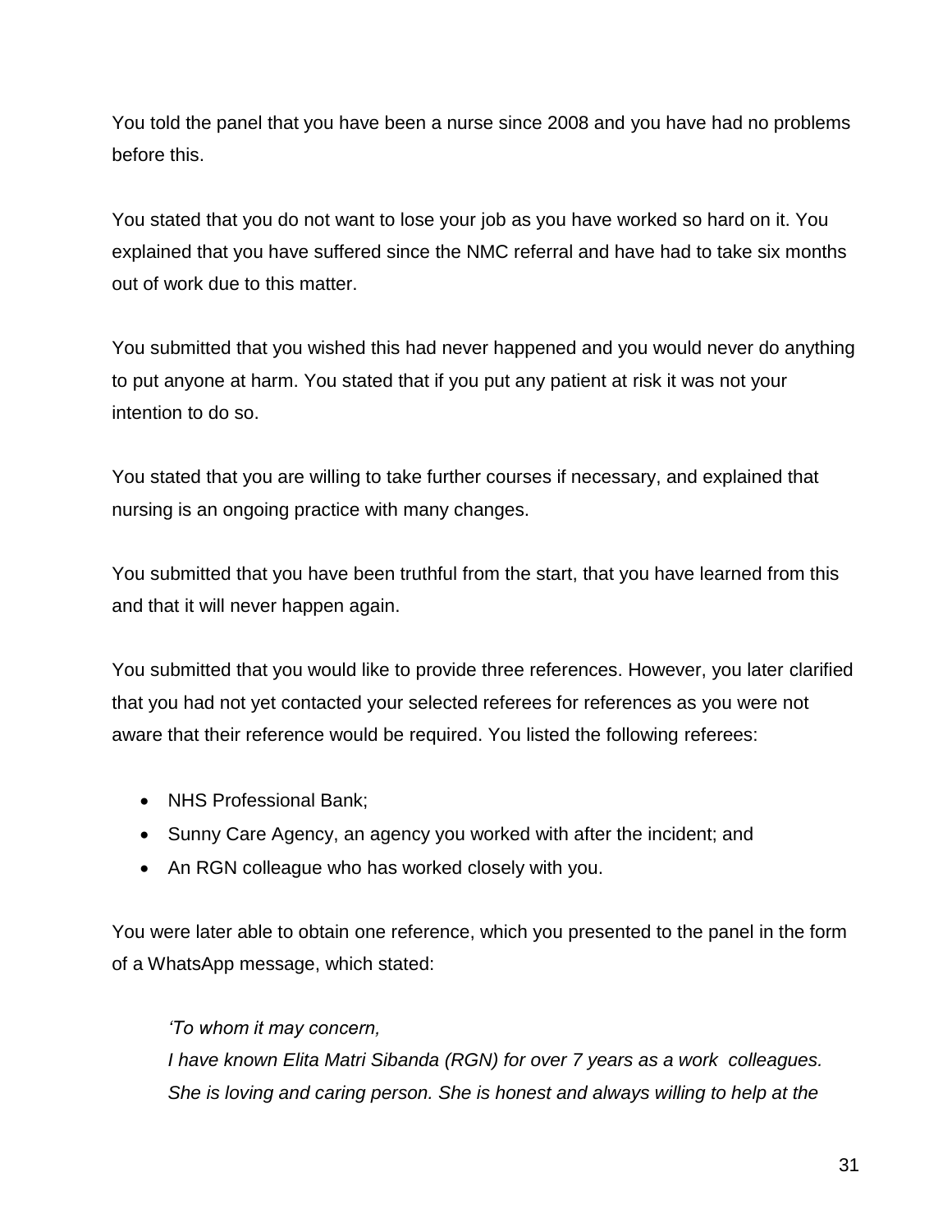You told the panel that you have been a nurse since 2008 and you have had no problems before this.

You stated that you do not want to lose your job as you have worked so hard on it. You explained that you have suffered since the NMC referral and have had to take six months out of work due to this matter.

You submitted that you wished this had never happened and you would never do anything to put anyone at harm. You stated that if you put any patient at risk it was not your intention to do so.

You stated that you are willing to take further courses if necessary, and explained that nursing is an ongoing practice with many changes.

You submitted that you have been truthful from the start, that you have learned from this and that it will never happen again.

You submitted that you would like to provide three references. However, you later clarified that you had not yet contacted your selected referees for references as you were not aware that their reference would be required. You listed the following referees:

- NHS Professional Bank;
- Sunny Care Agency, an agency you worked with after the incident; and
- An RGN colleague who has worked closely with you.

You were later able to obtain one reference, which you presented to the panel in the form of a WhatsApp message, which stated:

> *'To whom it may concern,*
> *I have known Elita Matri Sibanda (RGN) for over 7 years as a work colleagues. She is loving and caring person. She is honest and always willing to help at the*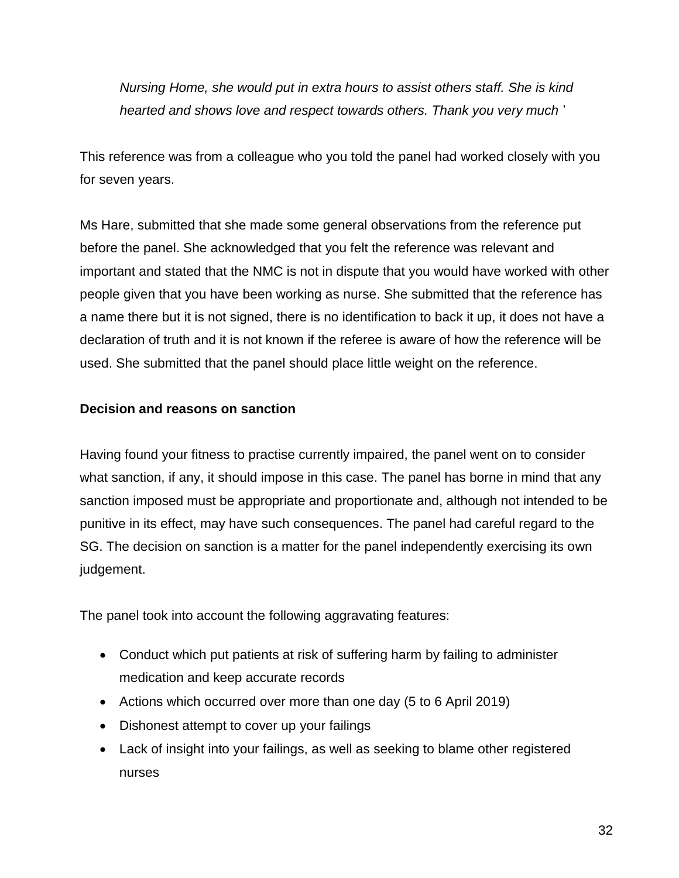*Nursing Home, she would put in extra hours to assist others staff. She is kind hearted and shows love and respect towards others. Thank you very much* '

This reference was from a colleague who you told the panel had worked closely with you for seven years.

Ms Hare, submitted that she made some general observations from the reference put before the panel. She acknowledged that you felt the reference was relevant and important and stated that the NMC is not in dispute that you would have worked with other people given that you have been working as nurse. She submitted that the reference has a name there but it is not signed, there is no identification to back it up, it does not have a declaration of truth and it is not known if the referee is aware of how the reference will be used. She submitted that the panel should place little weight on the reference.

**Decision and reasons on sanction**

Having found your fitness to practise currently impaired, the panel went on to consider what sanction, if any, it should impose in this case. The panel has borne in mind that any sanction imposed must be appropriate and proportionate and, although not intended to be punitive in its effect, may have such consequences. The panel had careful regard to the SG. The decision on sanction is a matter for the panel independently exercising its own judgement.

The panel took into account the following aggravating features:

- Conduct which put patients at risk of suffering harm by failing to administer medication and keep accurate records
- Actions which occurred over more than one day (5 to 6 April 2019)
- Dishonest attempt to cover up your failings
- Lack of insight into your failings, as well as seeking to blame other registered nurses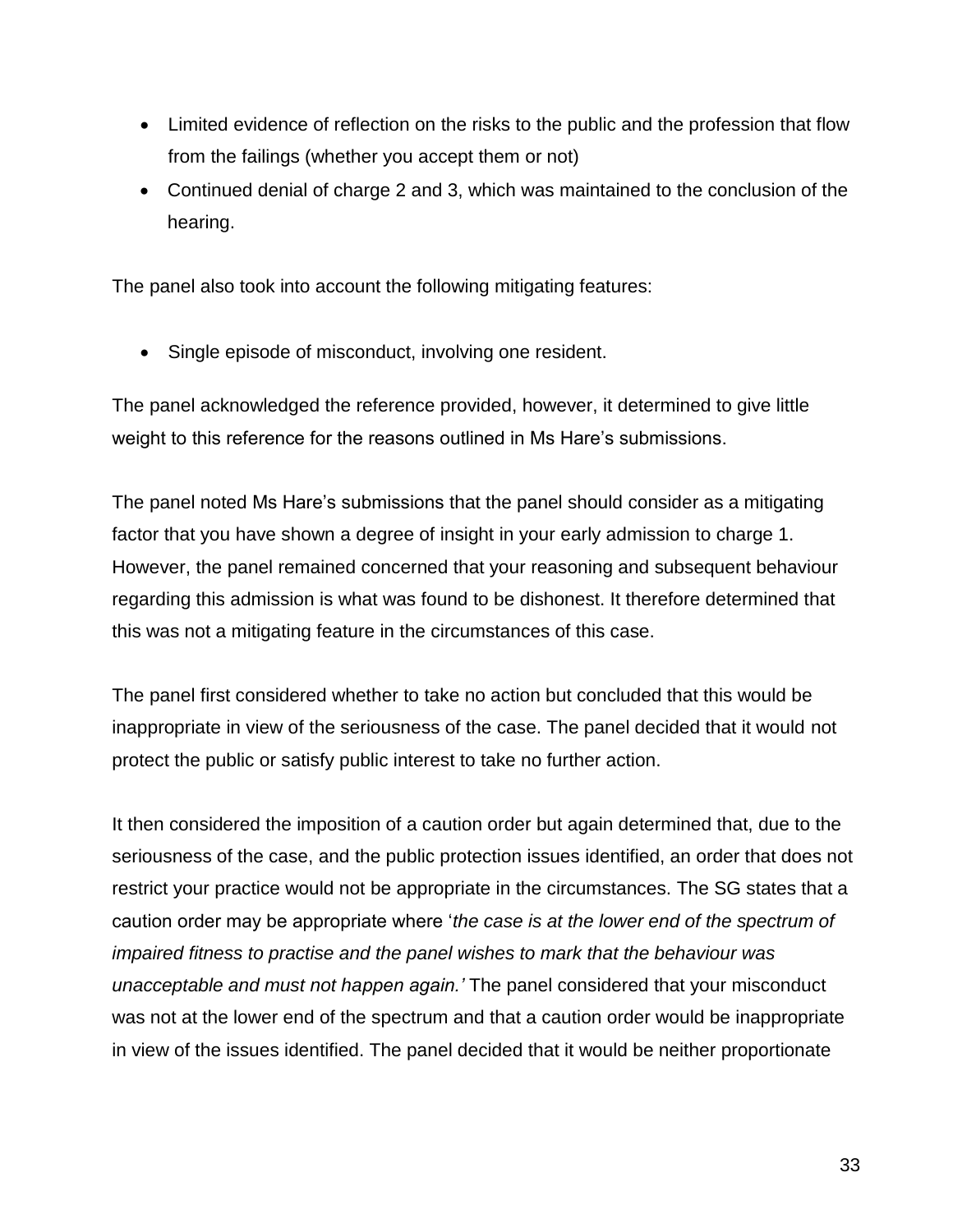- Limited evidence of reflection on the risks to the public and the profession that flow from the failings (whether you accept them or not)
- Continued denial of charge 2 and 3, which was maintained to the conclusion of the hearing.

The panel also took into account the following mitigating features:

- Single episode of misconduct, involving one resident.

The panel acknowledged the reference provided, however, it determined to give little weight to this reference for the reasons outlined in Ms Hare's submissions.

The panel noted Ms Hare's submissions that the panel should consider as a mitigating factor that you have shown a degree of insight in your early admission to charge 1. However, the panel remained concerned that your reasoning and subsequent behaviour regarding this admission is what was found to be dishonest. It therefore determined that this was not a mitigating feature in the circumstances of this case.

The panel first considered whether to take no action but concluded that this would be inappropriate in view of the seriousness of the case. The panel decided that it would not protect the public or satisfy public interest to take no further action.

It then considered the imposition of a caution order but again determined that, due to the seriousness of the case, and the public protection issues identified, an order that does not restrict your practice would not be appropriate in the circumstances. The SG states that a caution order may be appropriate where '*the case is at the lower end of the spectrum of impaired fitness to practise and the panel wishes to mark that the behaviour was unacceptable and must not happen again.*' The panel considered that your misconduct was not at the lower end of the spectrum and that a caution order would be inappropriate in view of the issues identified. The panel decided that it would be neither proportionate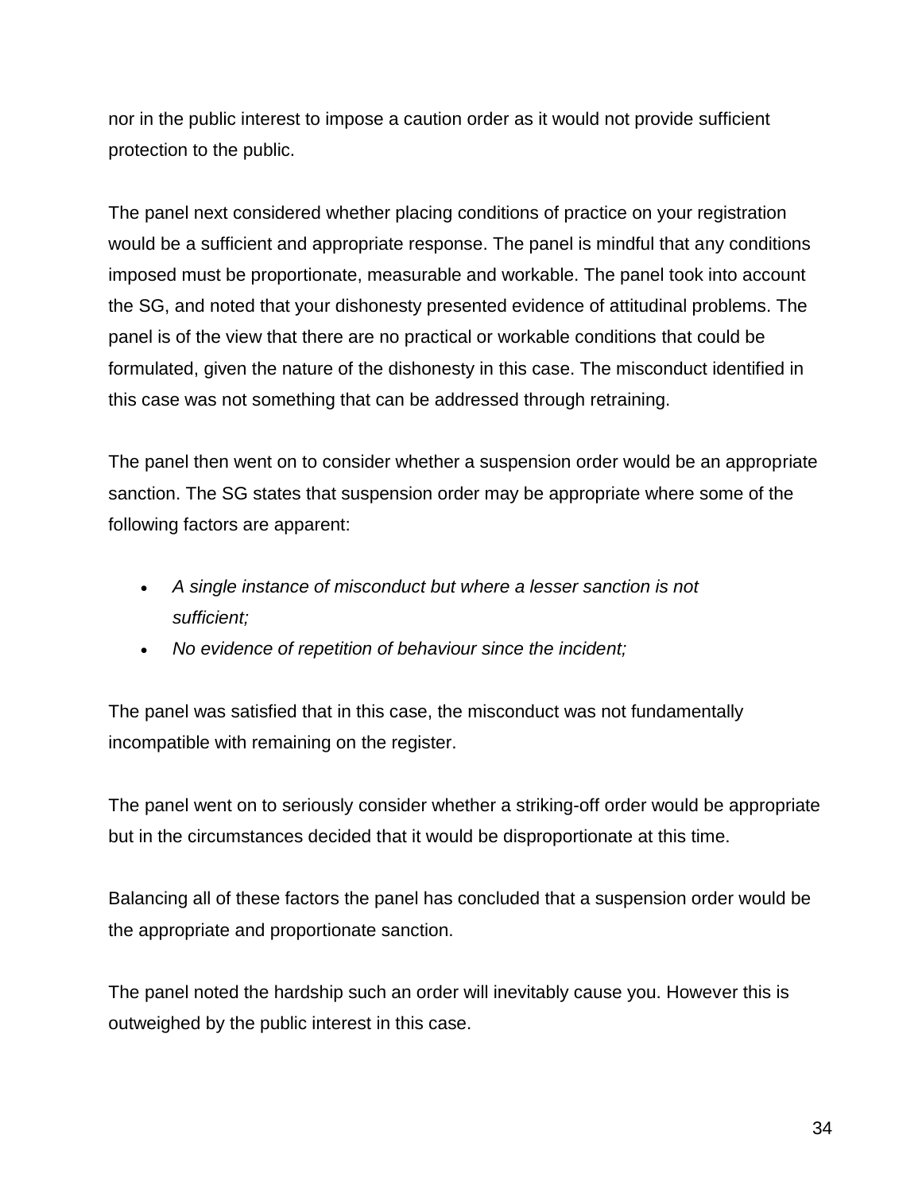nor in the public interest to impose a caution order as it would not provide sufficient protection to the public.

The panel next considered whether placing conditions of practice on your registration would be a sufficient and appropriate response. The panel is mindful that any conditions imposed must be proportionate, measurable and workable. The panel took into account the SG, and noted that your dishonesty presented evidence of attitudinal problems. The panel is of the view that there are no practical or workable conditions that could be formulated, given the nature of the dishonesty in this case. The misconduct identified in this case was not something that can be addressed through retraining.

The panel then went on to consider whether a suspension order would be an appropriate sanction. The SG states that suspension order may be appropriate where some of the following factors are apparent:

- *A single instance of misconduct but where a lesser sanction is not sufficient;*
- *No evidence of repetition of behaviour since the incident;*

The panel was satisfied that in this case, the misconduct was not fundamentally incompatible with remaining on the register.

The panel went on to seriously consider whether a striking-off order would be appropriate but in the circumstances decided that it would be disproportionate at this time.

Balancing all of these factors the panel has concluded that a suspension order would be the appropriate and proportionate sanction.

The panel noted the hardship such an order will inevitably cause you. However this is outweighed by the public interest in this case.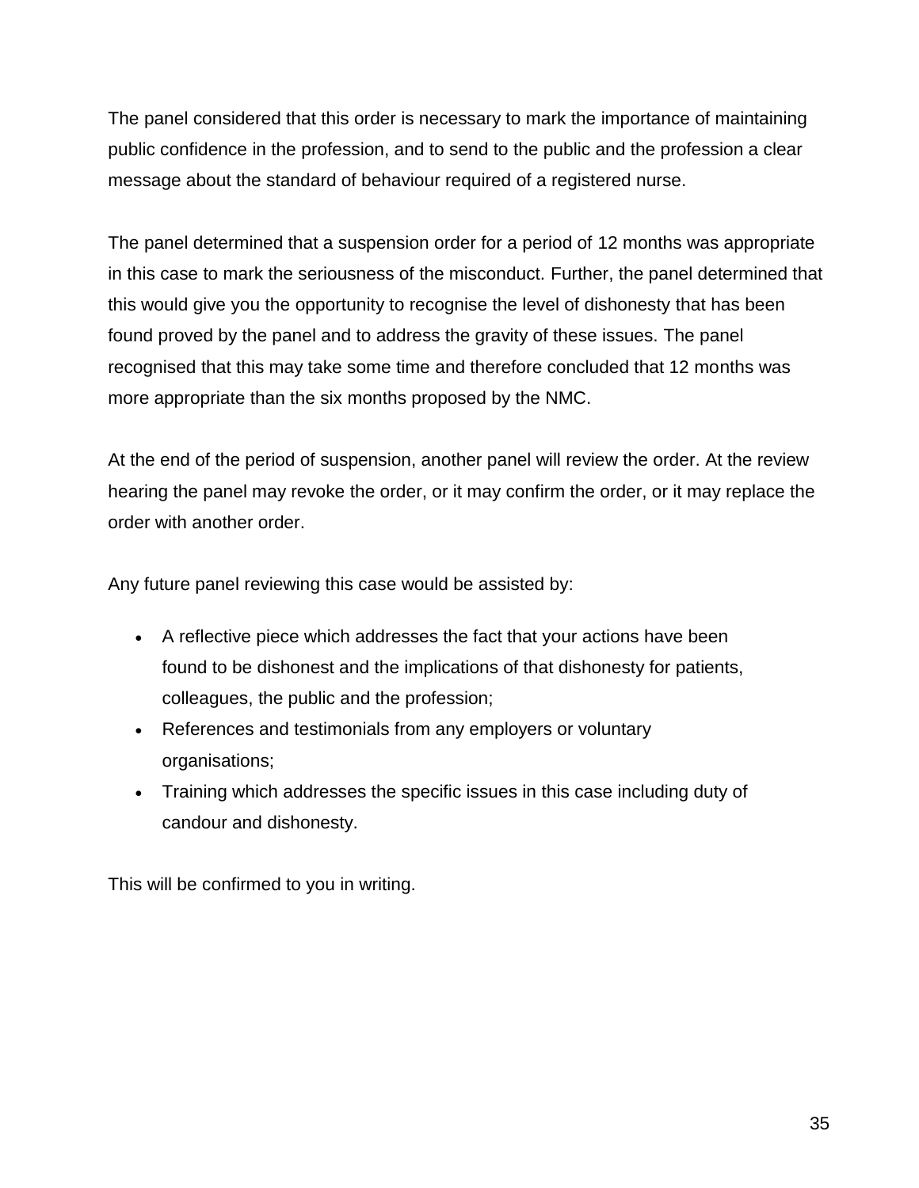The panel considered that this order is necessary to mark the importance of maintaining public confidence in the profession, and to send to the public and the profession a clear message about the standard of behaviour required of a registered nurse.

The panel determined that a suspension order for a period of 12 months was appropriate in this case to mark the seriousness of the misconduct. Further, the panel determined that this would give you the opportunity to recognise the level of dishonesty that has been found proved by the panel and to address the gravity of these issues. The panel recognised that this may take some time and therefore concluded that 12 months was more appropriate than the six months proposed by the NMC.

At the end of the period of suspension, another panel will review the order. At the review hearing the panel may revoke the order, or it may confirm the order, or it may replace the order with another order.

Any future panel reviewing this case would be assisted by:

- A reflective piece which addresses the fact that your actions have been found to be dishonest and the implications of that dishonesty for patients, colleagues, the public and the profession;
- References and testimonials from any employers or voluntary organisations;
- Training which addresses the specific issues in this case including duty of candour and dishonesty.

This will be confirmed to you in writing.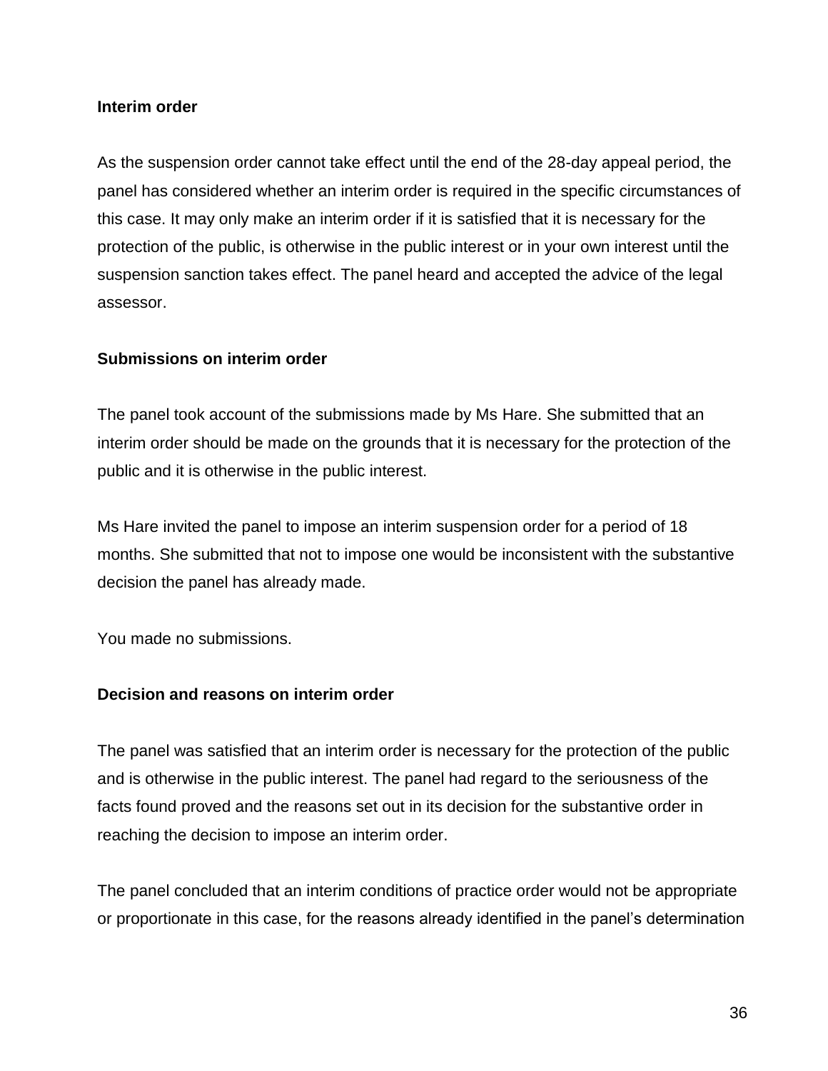**Interim order**

As the suspension order cannot take effect until the end of the 28-day appeal period, the panel has considered whether an interim order is required in the specific circumstances of this case. It may only make an interim order if it is satisfied that it is necessary for the protection of the public, is otherwise in the public interest or in your own interest until the suspension sanction takes effect. The panel heard and accepted the advice of the legal assessor.

**Submissions on interim order**

The panel took account of the submissions made by Ms Hare. She submitted that an interim order should be made on the grounds that it is necessary for the protection of the public and it is otherwise in the public interest.

Ms Hare invited the panel to impose an interim suspension order for a period of 18 months. She submitted that not to impose one would be inconsistent with the substantive decision the panel has already made.

You made no submissions.

**Decision and reasons on interim order**

The panel was satisfied that an interim order is necessary for the protection of the public and is otherwise in the public interest. The panel had regard to the seriousness of the facts found proved and the reasons set out in its decision for the substantive order in reaching the decision to impose an interim order.

The panel concluded that an interim conditions of practice order would not be appropriate or proportionate in this case, for the reasons already identified in the panel's determination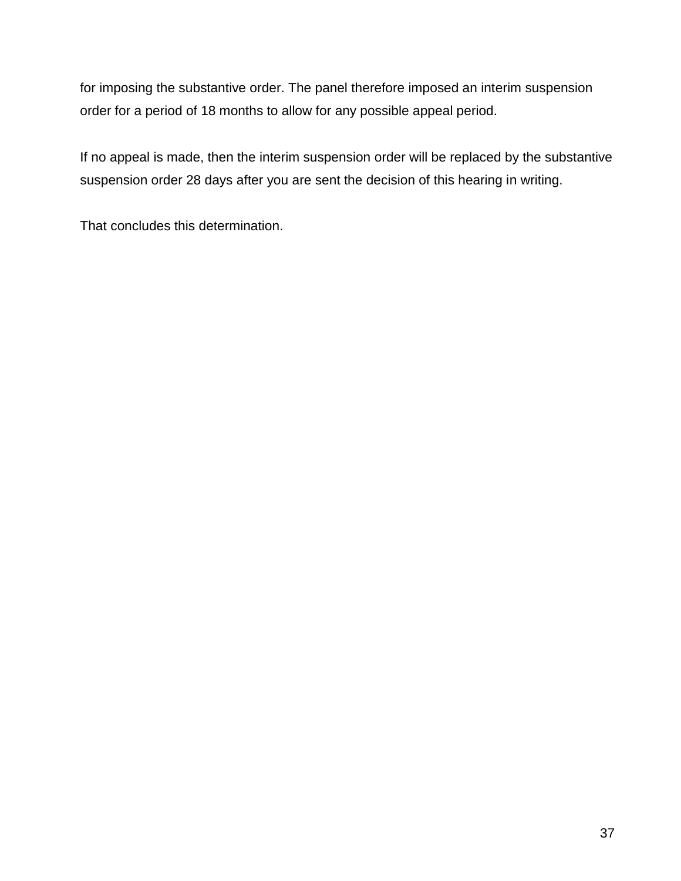for imposing the substantive order. The panel therefore imposed an interim suspension order for a period of 18 months to allow for any possible appeal period.

If no appeal is made, then the interim suspension order will be replaced by the substantive suspension order 28 days after you are sent the decision of this hearing in writing.

That concludes this determination.